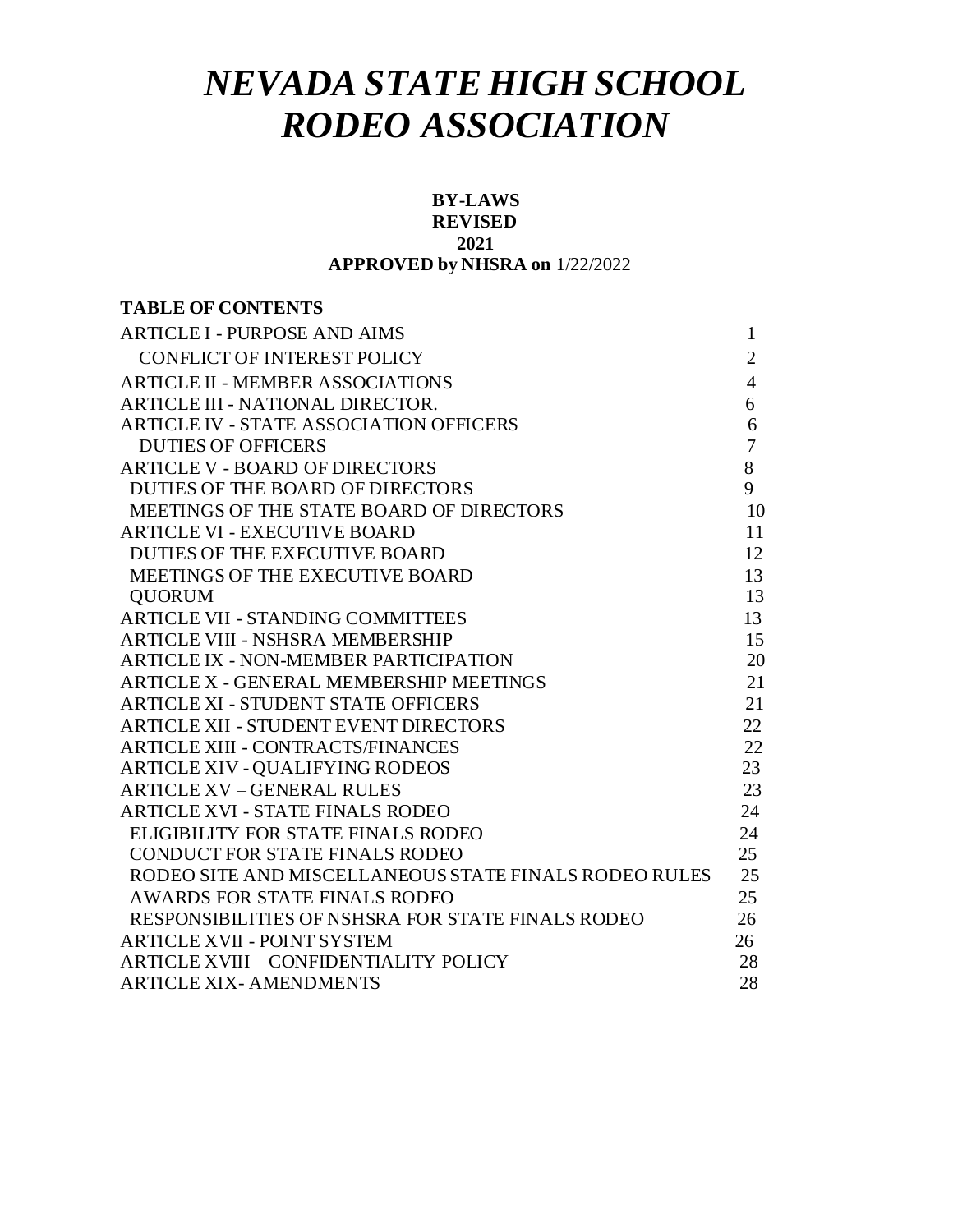# *NEVADA STATE HIGH SCHOOL RODEO ASSOCIATION*

**BY-LAWS**
**REVISED**
**2021**
**APPROVED by NHSRA on** 1/22/2022

**TABLE OF CONTENTS**

| | |
|---|---|
| ARTICLE I - PURPOSE AND AIMS | 1 |
| CONFLICT OF INTEREST POLICY | 2 |
| ARTICLE II - MEMBER ASSOCIATIONS | 4 |
| ARTICLE III - NATIONAL DIRECTOR. | 6 |
| ARTICLE IV - STATE ASSOCIATION OFFICERS | 6 |
| DUTIES OF OFFICERS | 7 |
| ARTICLE V - BOARD OF DIRECTORS | 8 |
| DUTIES OF THE BOARD OF DIRECTORS | 9 |
| MEETINGS OF THE STATE BOARD OF DIRECTORS | 10 |
| ARTICLE VI - EXECUTIVE BOARD | 11 |
| DUTIES OF THE EXECUTIVE BOARD | 12 |
| MEETINGS OF THE EXECUTIVE BOARD | 13 |
| QUORUM | 13 |
| ARTICLE VII - STANDING COMMITTEES | 13 |
| ARTICLE VIII - NSHSRA MEMBERSHIP | 15 |
| ARTICLE IX - NON-MEMBER PARTICIPATION | 20 |
| ARTICLE X - GENERAL MEMBERSHIP MEETINGS | 21 |
| ARTICLE XI - STUDENT STATE OFFICERS | 21 |
| ARTICLE XII - STUDENT EVENT DIRECTORS | 22 |
| ARTICLE XIII - CONTRACTS/FINANCES | 22 |
| ARTICLE XIV - QUALIFYING RODEOS | 23 |
| ARTICLE XV – GENERAL RULES | 23 |
| ARTICLE XVI - STATE FINALS RODEO | 24 |
| ELIGIBILITY FOR STATE FINALS RODEO | 24 |
| CONDUCT FOR STATE FINALS RODEO | 25 |
| RODEO SITE AND MISCELLANEOUS STATE FINALS RODEO RULES | 25 |
| AWARDS FOR STATE FINALS RODEO | 25 |
| RESPONSIBILITIES OF NSHSRA FOR STATE FINALS RODEO | 26 |
| ARTICLE XVII - POINT SYSTEM | 26 |
| ARTICLE XVIII – CONFIDENTIALITY POLICY | 28 |
| ARTICLE XIX- AMENDMENTS | 28 |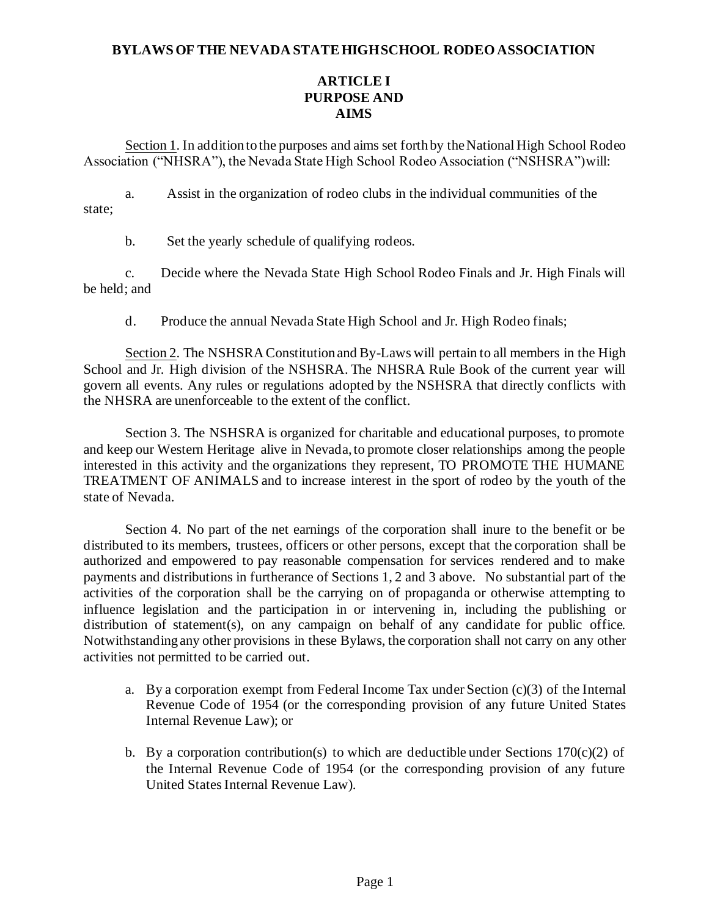# BYLAWS OF THE NEVADA STATE HIGH SCHOOL RODEO ASSOCIATION

## ARTICLE I
## PURPOSE AND AIMS

Section 1. In addition to the purposes and aims set forth by the National High School Rodeo Association ("NHSRA"), the Nevada State High School Rodeo Association ("NSHSRA") will:

a. Assist in the organization of rodeo clubs in the individual communities of the state;

b. Set the yearly schedule of qualifying rodeos.

c. Decide where the Nevada State High School Rodeo Finals and Jr. High Finals will be held; and

d. Produce the annual Nevada State High School and Jr. High Rodeo finals;

Section 2. The NSHSRA Constitution and By-Laws will pertain to all members in the High School and Jr. High division of the NSHSRA. The NHSRA Rule Book of the current year will govern all events. Any rules or regulations adopted by the NSHSRA that directly conflicts with the NHSRA are unenforceable to the extent of the conflict.

Section 3. The NSHSRA is organized for charitable and educational purposes, to promote and keep our Western Heritage alive in Nevada, to promote closer relationships among the people interested in this activity and the organizations they represent, TO PROMOTE THE HUMANE TREATMENT OF ANIMALS and to increase interest in the sport of rodeo by the youth of the state of Nevada.

Section 4. No part of the net earnings of the corporation shall inure to the benefit or be distributed to its members, trustees, officers or other persons, except that the corporation shall be authorized and empowered to pay reasonable compensation for services rendered and to make payments and distributions in furtherance of Sections 1, 2 and 3 above. No substantial part of the activities of the corporation shall be the carrying on of propaganda or otherwise attempting to influence legislation and the participation in or intervening in, including the publishing or distribution of statement(s), on any campaign on behalf of any candidate for public office. Notwithstanding any other provisions in these Bylaws, the corporation shall not carry on any other activities not permitted to be carried out.

a. By a corporation exempt from Federal Income Tax under Section (c)(3) of the Internal Revenue Code of 1954 (or the corresponding provision of any future United States Internal Revenue Law); or

b. By a corporation contribution(s) to which are deductible under Sections 170(c)(2) of the Internal Revenue Code of 1954 (or the corresponding provision of any future United States Internal Revenue Law).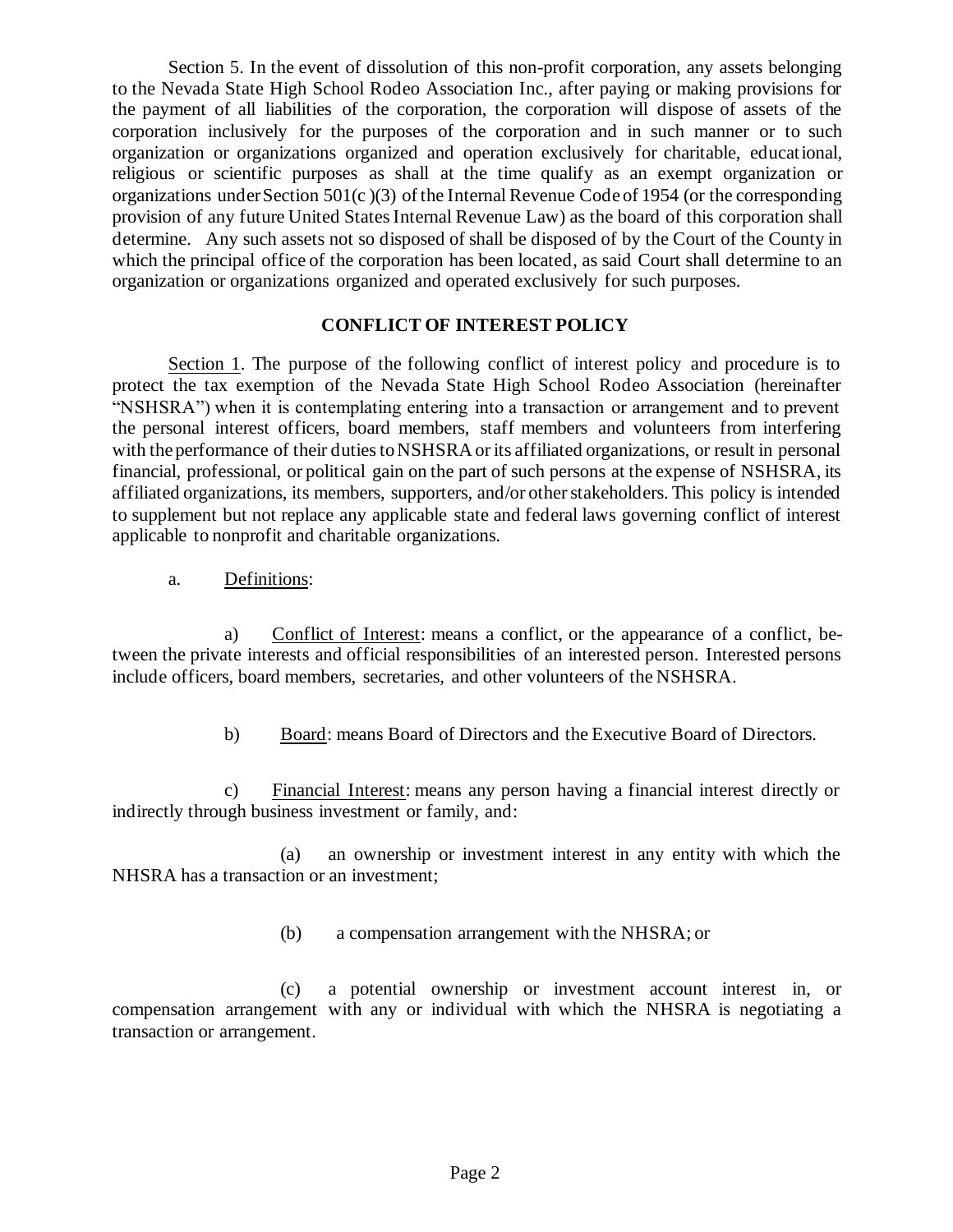Section 5. In the event of dissolution of this non-profit corporation, any assets belonging to the Nevada State High School Rodeo Association Inc., after paying or making provisions for the payment of all liabilities of the corporation, the corporation will dispose of assets of the corporation inclusively for the purposes of the corporation and in such manner or to such organization or organizations organized and operation exclusively for charitable, educational, religious or scientific purposes as shall at the time qualify as an exempt organization or organizations under Section 501(c )(3) of the Internal Revenue Code of 1954 (or the corresponding provision of any future United States Internal Revenue Law) as the board of this corporation shall determine. Any such assets not so disposed of shall be disposed of by the Court of the County in which the principal office of the corporation has been located, as said Court shall determine to an organization or organizations organized and operated exclusively for such purposes.

## CONFLICT OF INTEREST POLICY

Section 1. The purpose of the following conflict of interest policy and procedure is to protect the tax exemption of the Nevada State High School Rodeo Association (hereinafter "NSHSRA") when it is contemplating entering into a transaction or arrangement and to prevent the personal interest officers, board members, staff members and volunteers from interfering with the performance of their duties to NSHSRA or its affiliated organizations, or result in personal financial, professional, or political gain on the part of such persons at the expense of NSHSRA, its affiliated organizations, its members, supporters, and/or other stakeholders. This policy is intended to supplement but not replace any applicable state and federal laws governing conflict of interest applicable to nonprofit and charitable organizations.

a. Definitions:

a) Conflict of Interest: means a conflict, or the appearance of a conflict, between the private interests and official responsibilities of an interested person. Interested persons include officers, board members, secretaries, and other volunteers of the NSHSRA.

b) Board: means Board of Directors and the Executive Board of Directors.

c) Financial Interest: means any person having a financial interest directly or indirectly through business investment or family, and:

(a) an ownership or investment interest in any entity with which the NHSRA has a transaction or an investment;

(b) a compensation arrangement with the NHSRA; or

(c) a potential ownership or investment account interest in, or compensation arrangement with any or individual with which the NHSRA is negotiating a transaction or arrangement.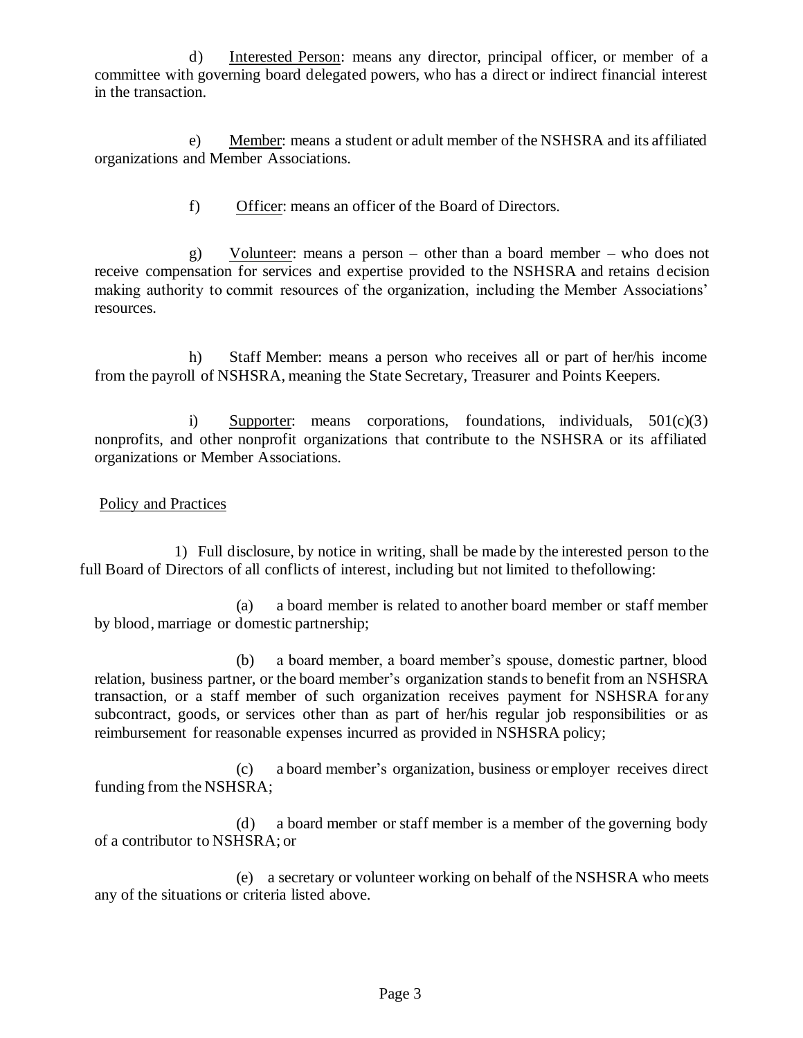d) Interested Person: means any director, principal officer, or member of a committee with governing board delegated powers, who has a direct or indirect financial interest in the transaction.

e) Member: means a student or adult member of the NSHSRA and its affiliated organizations and Member Associations.

f) Officer: means an officer of the Board of Directors.

g) Volunteer: means a person – other than a board member – who does not receive compensation for services and expertise provided to the NSHSRA and retains decision making authority to commit resources of the organization, including the Member Associations' resources.

h) Staff Member: means a person who receives all or part of her/his income from the payroll of NSHSRA, meaning the State Secretary, Treasurer and Points Keepers.

i) Supporter: means corporations, foundations, individuals, 501(c)(3) nonprofits, and other nonprofit organizations that contribute to the NSHSRA or its affiliated organizations or Member Associations.

Policy and Practices

1) Full disclosure, by notice in writing, shall be made by the interested person to the full Board of Directors of all conflicts of interest, including but not limited to thefollowing:

(a) a board member is related to another board member or staff member by blood, marriage or domestic partnership;

(b) a board member, a board member's spouse, domestic partner, blood relation, business partner, or the board member's organization stands to benefit from an NSHSRA transaction, or a staff member of such organization receives payment for NSHSRA for any subcontract, goods, or services other than as part of her/his regular job responsibilities or as reimbursement for reasonable expenses incurred as provided in NSHSRA policy;

(c) a board member's organization, business or employer receives direct funding from the NSHSRA;

(d) a board member or staff member is a member of the governing body of a contributor to NSHSRA; or

(e) a secretary or volunteer working on behalf of the NSHSRA who meets any of the situations or criteria listed above.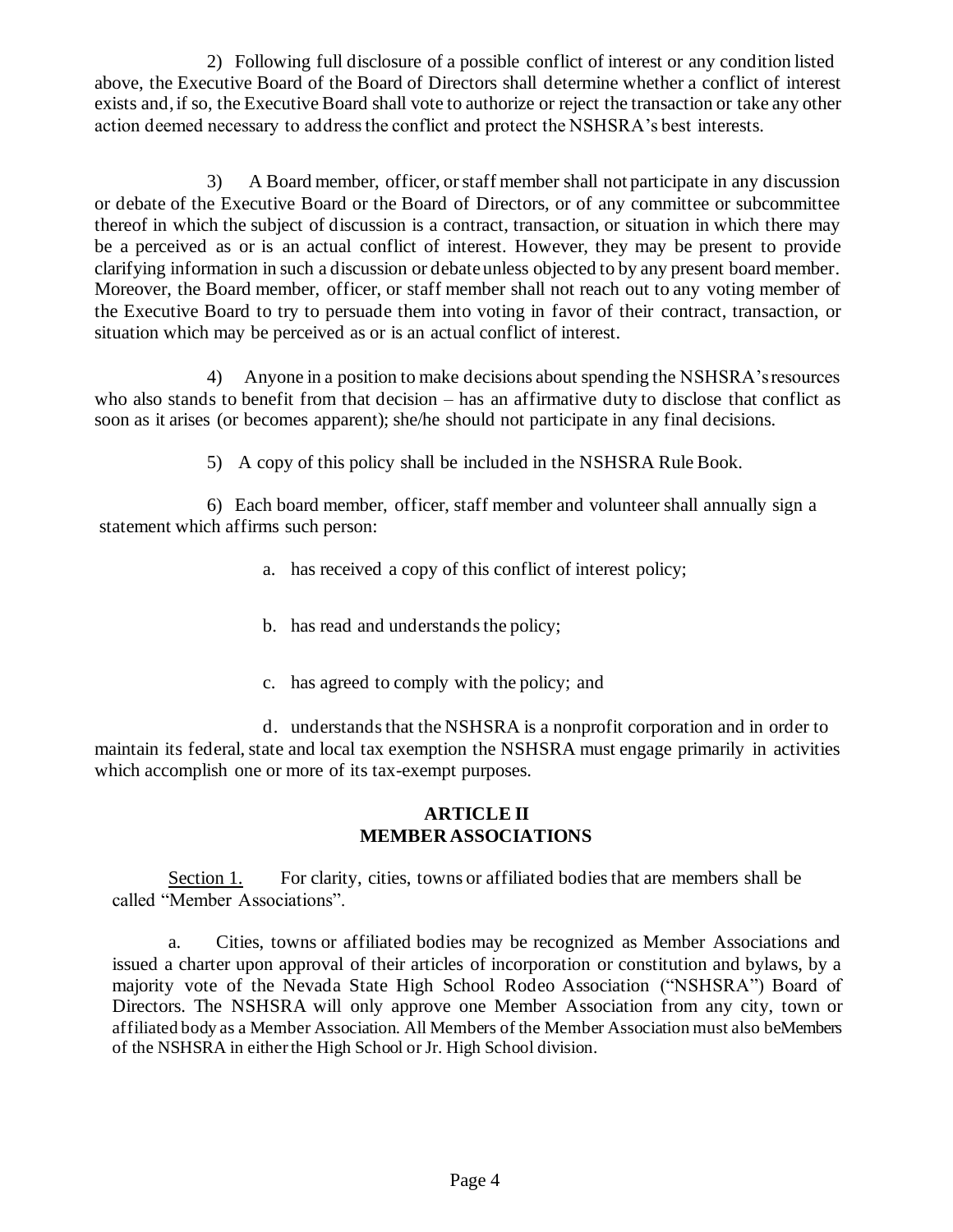2) Following full disclosure of a possible conflict of interest or any condition listed above, the Executive Board of the Board of Directors shall determine whether a conflict of interest exists and, if so, the Executive Board shall vote to authorize or reject the transaction or take any other action deemed necessary to address the conflict and protect the NSHSRA's best interests.

3) A Board member, officer, or staff member shall not participate in any discussion or debate of the Executive Board or the Board of Directors, or of any committee or subcommittee thereof in which the subject of discussion is a contract, transaction, or situation in which there may be a perceived as or is an actual conflict of interest. However, they may be present to provide clarifying information in such a discussion or debate unless objected to by any present board member. Moreover, the Board member, officer, or staff member shall not reach out to any voting member of the Executive Board to try to persuade them into voting in favor of their contract, transaction, or situation which may be perceived as or is an actual conflict of interest.

4) Anyone in a position to make decisions about spending the NSHSRA's resources who also stands to benefit from that decision – has an affirmative duty to disclose that conflict as soon as it arises (or becomes apparent); she/he should not participate in any final decisions.

5) A copy of this policy shall be included in the NSHSRA Rule Book.

6) Each board member, officer, staff member and volunteer shall annually sign a statement which affirms such person:

a. has received a copy of this conflict of interest policy;

b. has read and understands the policy;

c. has agreed to comply with the policy; and

d. understands that the NSHSRA is a nonprofit corporation and in order to maintain its federal, state and local tax exemption the NSHSRA must engage primarily in activities which accomplish one or more of its tax-exempt purposes.

## ARTICLE II
## MEMBER ASSOCIATIONS

Section 1. For clarity, cities, towns or affiliated bodies that are members shall be called "Member Associations".

a. Cities, towns or affiliated bodies may be recognized as Member Associations and issued a charter upon approval of their articles of incorporation or constitution and bylaws, by a majority vote of the Nevada State High School Rodeo Association ("NSHSRA") Board of Directors. The NSHSRA will only approve one Member Association from any city, town or affiliated body as a Member Association. All Members of the Member Association must also beMembers of the NSHSRA in either the High School or Jr. High School division.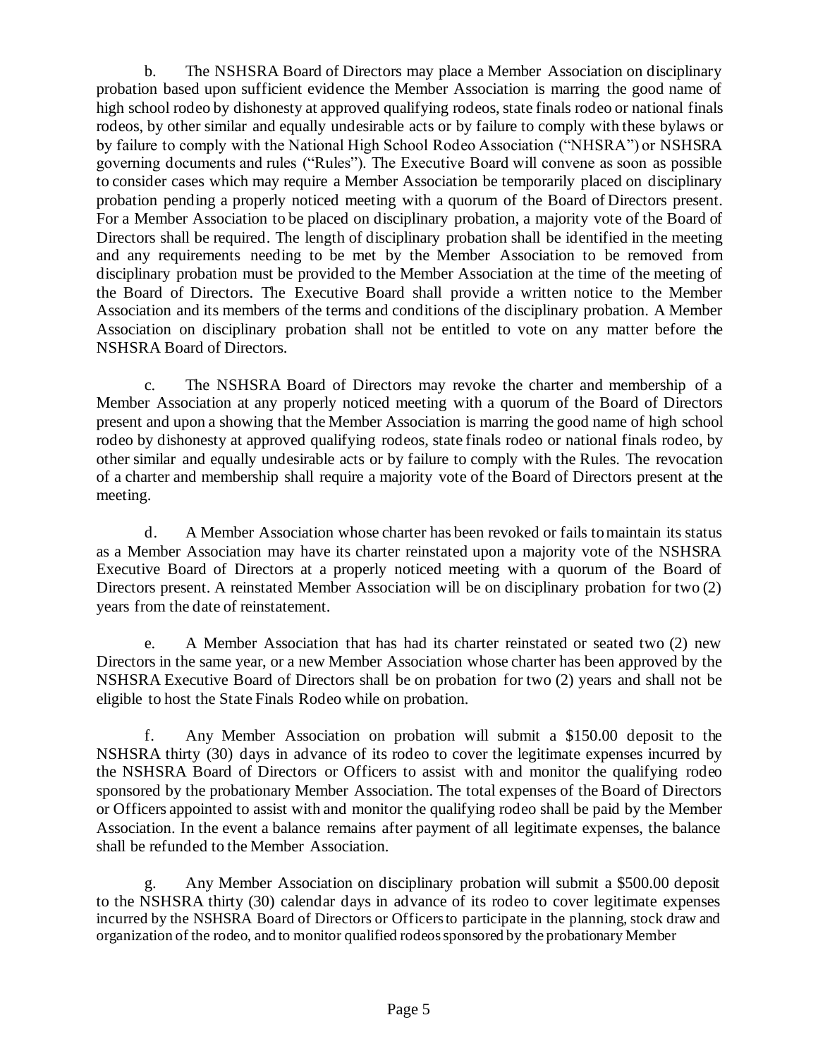b. The NSHSRA Board of Directors may place a Member Association on disciplinary probation based upon sufficient evidence the Member Association is marring the good name of high school rodeo by dishonesty at approved qualifying rodeos, state finals rodeo or national finals rodeos, by other similar and equally undesirable acts or by failure to comply with these bylaws or by failure to comply with the National High School Rodeo Association ("NHSRA") or NSHSRA governing documents and rules ("Rules"). The Executive Board will convene as soon as possible to consider cases which may require a Member Association be temporarily placed on disciplinary probation pending a properly noticed meeting with a quorum of the Board of Directors present. For a Member Association to be placed on disciplinary probation, a majority vote of the Board of Directors shall be required. The length of disciplinary probation shall be identified in the meeting and any requirements needing to be met by the Member Association to be removed from disciplinary probation must be provided to the Member Association at the time of the meeting of the Board of Directors. The Executive Board shall provide a written notice to the Member Association and its members of the terms and conditions of the disciplinary probation. A Member Association on disciplinary probation shall not be entitled to vote on any matter before the NSHSRA Board of Directors.

c. The NSHSRA Board of Directors may revoke the charter and membership of a Member Association at any properly noticed meeting with a quorum of the Board of Directors present and upon a showing that the Member Association is marring the good name of high school rodeo by dishonesty at approved qualifying rodeos, state finals rodeo or national finals rodeo, by other similar and equally undesirable acts or by failure to comply with the Rules. The revocation of a charter and membership shall require a majority vote of the Board of Directors present at the meeting.

d. A Member Association whose charter has been revoked or fails to maintain its status as a Member Association may have its charter reinstated upon a majority vote of the NSHSRA Executive Board of Directors at a properly noticed meeting with a quorum of the Board of Directors present. A reinstated Member Association will be on disciplinary probation for two (2) years from the date of reinstatement.

e. A Member Association that has had its charter reinstated or seated two (2) new Directors in the same year, or a new Member Association whose charter has been approved by the NSHSRA Executive Board of Directors shall be on probation for two (2) years and shall not be eligible to host the State Finals Rodeo while on probation.

f. Any Member Association on probation will submit a $150.00 deposit to the NSHSRA thirty (30) days in advance of its rodeo to cover the legitimate expenses incurred by the NSHSRA Board of Directors or Officers to assist with and monitor the qualifying rodeo sponsored by the probationary Member Association. The total expenses of the Board of Directors or Officers appointed to assist with and monitor the qualifying rodeo shall be paid by the Member Association. In the event a balance remains after payment of all legitimate expenses, the balance shall be refunded to the Member Association.

g. Any Member Association on disciplinary probation will submit a $500.00 deposit to the NSHSRA thirty (30) calendar days in advance of its rodeo to cover legitimate expenses incurred by the NSHSRA Board of Directors or Officers to participate in the planning, stock draw and organization of the rodeo, and to monitor qualified rodeos sponsored by the probationary Member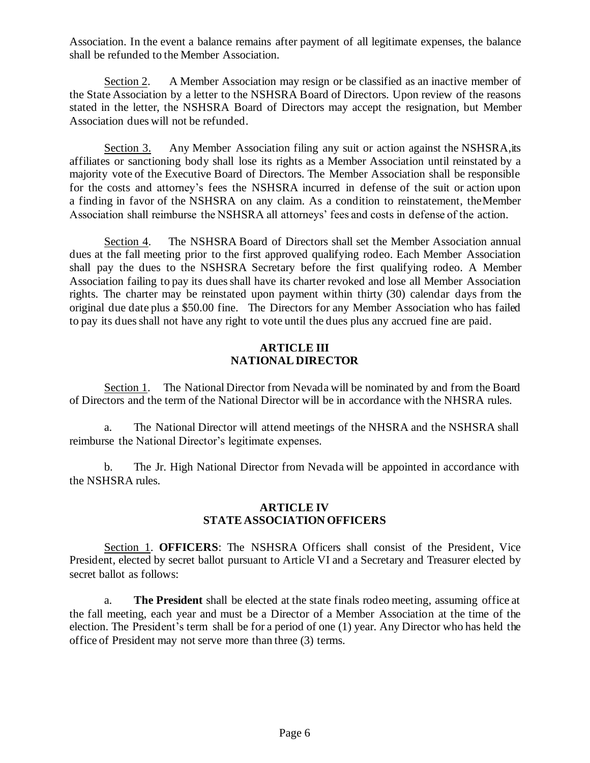Association. In the event a balance remains after payment of all legitimate expenses, the balance shall be refunded to the Member Association.

Section 2. A Member Association may resign or be classified as an inactive member of the State Association by a letter to the NSHSRA Board of Directors. Upon review of the reasons stated in the letter, the NSHSRA Board of Directors may accept the resignation, but Member Association dues will not be refunded.

Section 3. Any Member Association filing any suit or action against the NSHSRA, its affiliates or sanctioning body shall lose its rights as a Member Association until reinstated by a majority vote of the Executive Board of Directors. The Member Association shall be responsible for the costs and attorney's fees the NSHSRA incurred in defense of the suit or action upon a finding in favor of the NSHSRA on any claim. As a condition to reinstatement, the Member Association shall reimburse the NSHSRA all attorneys' fees and costs in defense of the action.

Section 4. The NSHSRA Board of Directors shall set the Member Association annual dues at the fall meeting prior to the first approved qualifying rodeo. Each Member Association shall pay the dues to the NSHSRA Secretary before the first qualifying rodeo. A Member Association failing to pay its dues shall have its charter revoked and lose all Member Association rights. The charter may be reinstated upon payment within thirty (30) calendar days from the original due date plus a $50.00 fine. The Directors for any Member Association who has failed to pay its dues shall not have any right to vote until the dues plus any accrued fine are paid.

## ARTICLE III
## NATIONAL DIRECTOR

Section 1. The National Director from Nevada will be nominated by and from the Board of Directors and the term of the National Director will be in accordance with the NHSRA rules.

a. The National Director will attend meetings of the NHSRA and the NSHSRA shall reimburse the National Director's legitimate expenses.

b. The Jr. High National Director from Nevada will be appointed in accordance with the NSHSRA rules.

## ARTICLE IV
## STATE ASSOCIATION OFFICERS

Section 1. **OFFICERS**: The NSHSRA Officers shall consist of the President, Vice President, elected by secret ballot pursuant to Article VI and a Secretary and Treasurer elected by secret ballot as follows:

a. **The President** shall be elected at the state finals rodeo meeting, assuming office at the fall meeting, each year and must be a Director of a Member Association at the time of the election. The President's term shall be for a period of one (1) year. Any Director who has held the office of President may not serve more than three (3) terms.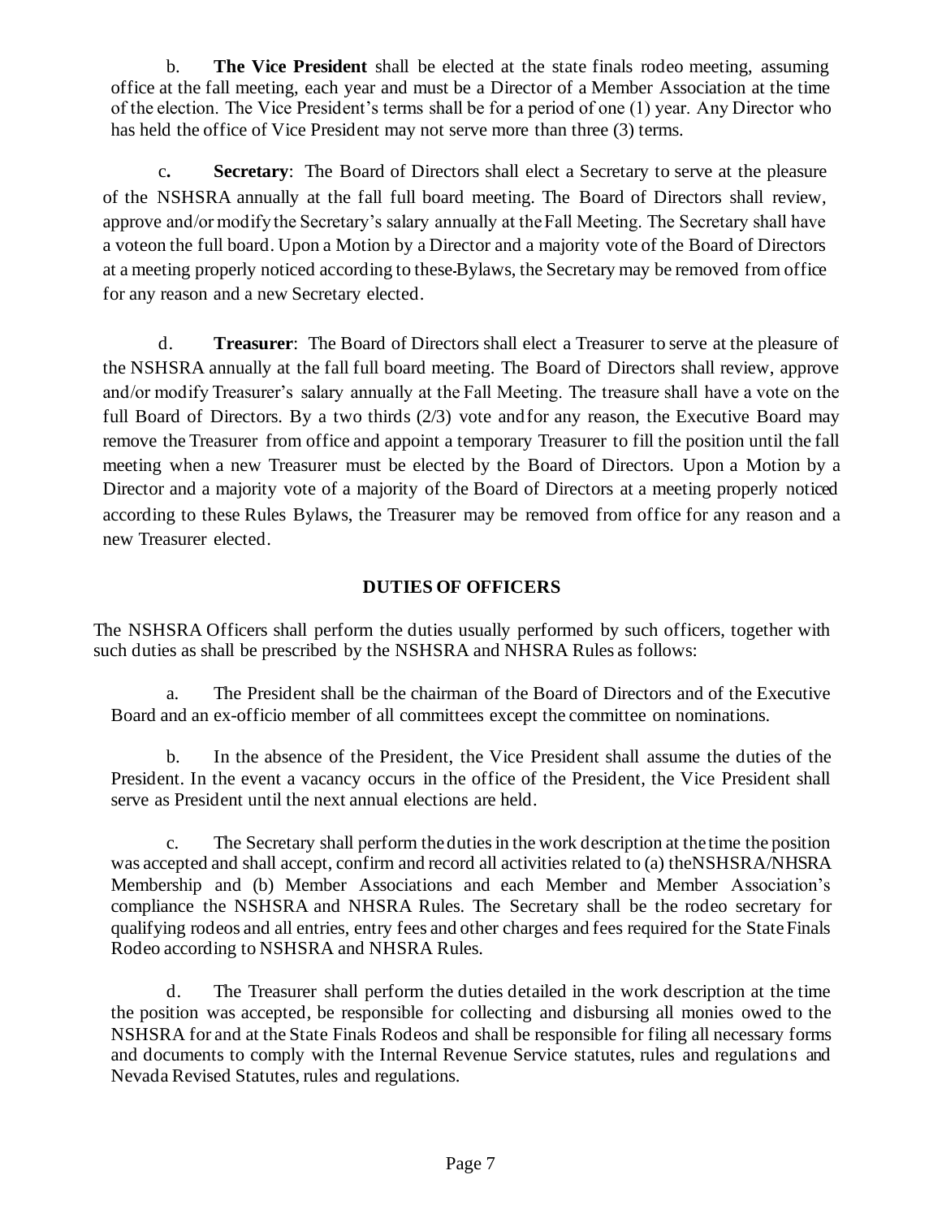b. **The Vice President** shall be elected at the state finals rodeo meeting, assuming office at the fall meeting, each year and must be a Director of a Member Association at the time of the election. The Vice President's terms shall be for a period of one (1) year. Any Director who has held the office of Vice President may not serve more than three (3) terms.

c. **Secretary**: The Board of Directors shall elect a Secretary to serve at the pleasure of the NSHSRA annually at the fall full board meeting. The Board of Directors shall review, approve and/or modify the Secretary's salary annually at the Fall Meeting. The Secretary shall have a voteon the full board. Upon a Motion by a Director and a majority vote of the Board of Directors at a meeting properly noticed according to these Bylaws, the Secretary may be removed from office for any reason and a new Secretary elected.

d. **Treasurer**: The Board of Directors shall elect a Treasurer to serve at the pleasure of the NSHSRA annually at the fall full board meeting. The Board of Directors shall review, approve and/or modify Treasurer's salary annually at the Fall Meeting. The treasure shall have a vote on the full Board of Directors. By a two thirds (2/3) vote andfor any reason, the Executive Board may remove the Treasurer from office and appoint a temporary Treasurer to fill the position until the fall meeting when a new Treasurer must be elected by the Board of Directors. Upon a Motion by a Director and a majority vote of a majority of the Board of Directors at a meeting properly noticed according to these Rules Bylaws, the Treasurer may be removed from office for any reason and a new Treasurer elected.

## DUTIES OF OFFICERS

The NSHSRA Officers shall perform the duties usually performed by such officers, together with such duties as shall be prescribed by the NSHSRA and NHSRA Rules as follows:

a. The President shall be the chairman of the Board of Directors and of the Executive Board and an ex-officio member of all committees except the committee on nominations.

b. In the absence of the President, the Vice President shall assume the duties of the President. In the event a vacancy occurs in the office of the President, the Vice President shall serve as President until the next annual elections are held.

c. The Secretary shall perform the duties in the work description at the time the position was accepted and shall accept, confirm and record all activities related to (a) theNSHSRA/NHSRA Membership and (b) Member Associations and each Member and Member Association's compliance the NSHSRA and NHSRA Rules. The Secretary shall be the rodeo secretary for qualifying rodeos and all entries, entry fees and other charges and fees required for the State Finals Rodeo according to NSHSRA and NHSRA Rules.

d. The Treasurer shall perform the duties detailed in the work description at the time the position was accepted, be responsible for collecting and disbursing all monies owed to the NSHSRA for and at the State Finals Rodeos and shall be responsible for filing all necessary forms and documents to comply with the Internal Revenue Service statutes, rules and regulations and Nevada Revised Statutes, rules and regulations.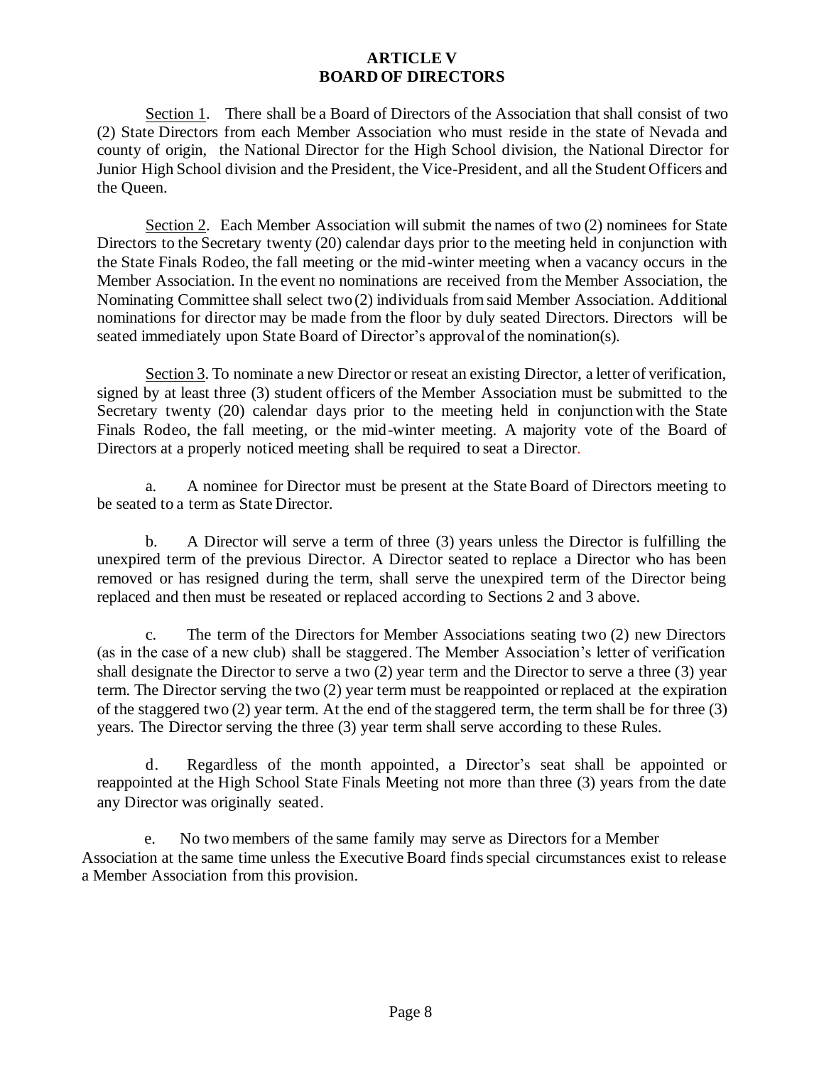# ARTICLE V
# BOARD OF DIRECTORS

Section 1. There shall be a Board of Directors of the Association that shall consist of two (2) State Directors from each Member Association who must reside in the state of Nevada and county of origin, the National Director for the High School division, the National Director for Junior High School division and the President, the Vice-President, and all the Student Officers and the Queen.

Section 2. Each Member Association will submit the names of two (2) nominees for State Directors to the Secretary twenty (20) calendar days prior to the meeting held in conjunction with the State Finals Rodeo, the fall meeting or the mid-winter meeting when a vacancy occurs in the Member Association. In the event no nominations are received from the Member Association, the Nominating Committee shall select two (2) individuals from said Member Association. Additional nominations for director may be made from the floor by duly seated Directors. Directors will be seated immediately upon State Board of Director's approval of the nomination(s).

Section 3. To nominate a new Director or reseat an existing Director, a letter of verification, signed by at least three (3) student officers of the Member Association must be submitted to the Secretary twenty (20) calendar days prior to the meeting held in conjunction with the State Finals Rodeo, the fall meeting, or the mid-winter meeting. A majority vote of the Board of Directors at a properly noticed meeting shall be required to seat a Director.

a. A nominee for Director must be present at the State Board of Directors meeting to be seated to a term as State Director.

b. A Director will serve a term of three (3) years unless the Director is fulfilling the unexpired term of the previous Director. A Director seated to replace a Director who has been removed or has resigned during the term, shall serve the unexpired term of the Director being replaced and then must be reseated or replaced according to Sections 2 and 3 above.

c. The term of the Directors for Member Associations seating two (2) new Directors (as in the case of a new club) shall be staggered. The Member Association's letter of verification shall designate the Director to serve a two (2) year term and the Director to serve a three (3) year term. The Director serving the two (2) year term must be reappointed or replaced at the expiration of the staggered two (2) year term. At the end of the staggered term, the term shall be for three (3) years. The Director serving the three (3) year term shall serve according to these Rules.

d. Regardless of the month appointed, a Director's seat shall be appointed or reappointed at the High School State Finals Meeting not more than three (3) years from the date any Director was originally seated.

e. No two members of the same family may serve as Directors for a Member Association at the same time unless the Executive Board finds special circumstances exist to release a Member Association from this provision.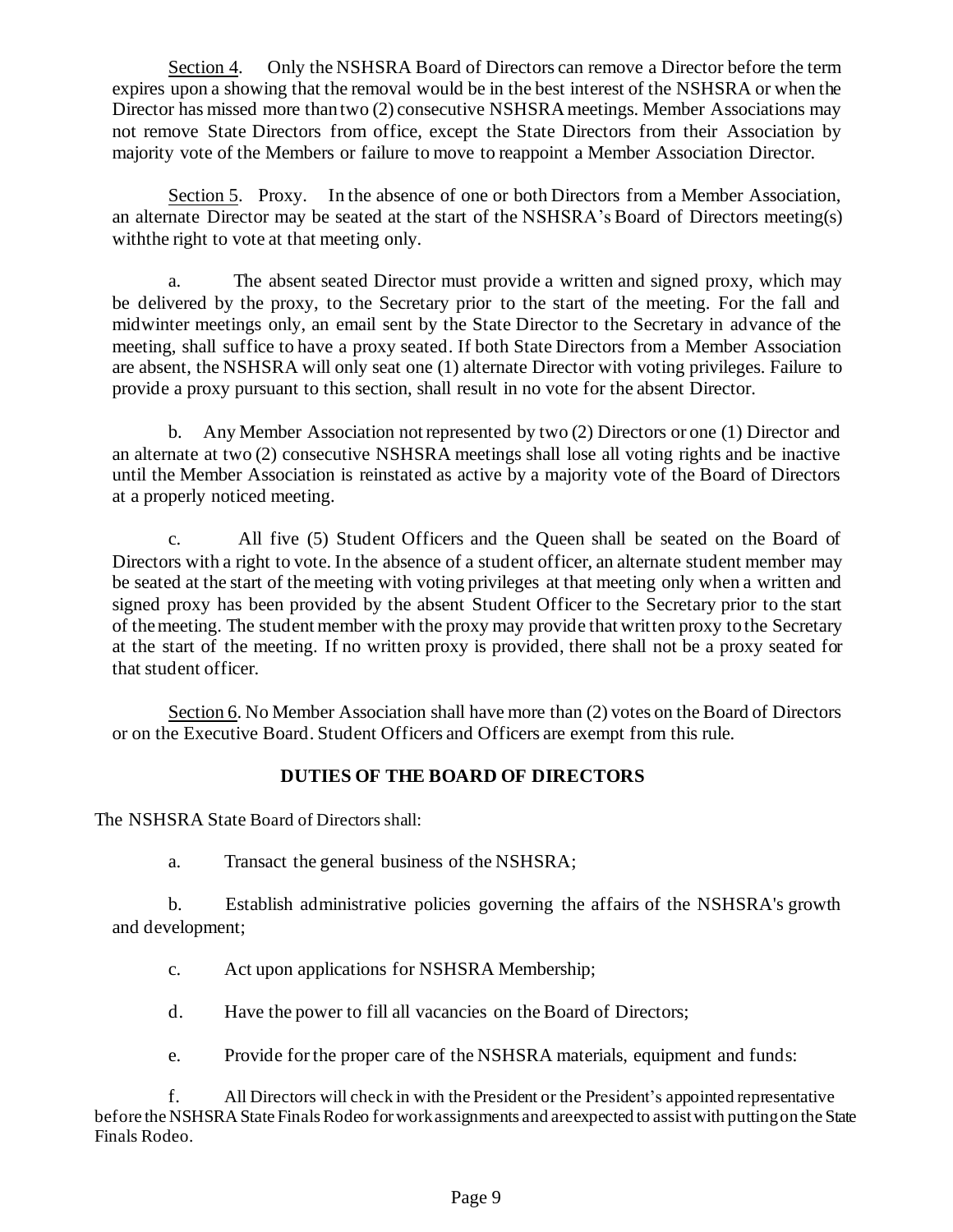Section 4. Only the NSHSRA Board of Directors can remove a Director before the term expires upon a showing that the removal would be in the best interest of the NSHSRA or when the Director has missed more than two (2) consecutive NSHSRA meetings. Member Associations may not remove State Directors from office, except the State Directors from their Association by majority vote of the Members or failure to move to reappoint a Member Association Director.

Section 5. Proxy. In the absence of one or both Directors from a Member Association, an alternate Director may be seated at the start of the NSHSRA's Board of Directors meeting(s) withthe right to vote at that meeting only.

a. The absent seated Director must provide a written and signed proxy, which may be delivered by the proxy, to the Secretary prior to the start of the meeting. For the fall and midwinter meetings only, an email sent by the State Director to the Secretary in advance of the meeting, shall suffice to have a proxy seated. If both State Directors from a Member Association are absent, the NSHSRA will only seat one (1) alternate Director with voting privileges. Failure to provide a proxy pursuant to this section, shall result in no vote for the absent Director.

b. Any Member Association not represented by two (2) Directors or one (1) Director and an alternate at two (2) consecutive NSHSRA meetings shall lose all voting rights and be inactive until the Member Association is reinstated as active by a majority vote of the Board of Directors at a properly noticed meeting.

c. All five (5) Student Officers and the Queen shall be seated on the Board of Directors with a right to vote. In the absence of a student officer, an alternate student member may be seated at the start of the meeting with voting privileges at that meeting only when a written and signed proxy has been provided by the absent Student Officer to the Secretary prior to the start of the meeting. The student member with the proxy may provide that written proxy to the Secretary at the start of the meeting. If no written proxy is provided, there shall not be a proxy seated for that student officer.

Section 6. No Member Association shall have more than (2) votes on the Board of Directors or on the Executive Board. Student Officers and Officers are exempt from this rule.

## DUTIES OF THE BOARD OF DIRECTORS

The NSHSRA State Board of Directors shall:

a. Transact the general business of the NSHSRA;

b. Establish administrative policies governing the affairs of the NSHSRA's growth and development;

c. Act upon applications for NSHSRA Membership;

d. Have the power to fill all vacancies on the Board of Directors;

e. Provide for the proper care of the NSHSRA materials, equipment and funds:

f. All Directors will check in with the President or the President's appointed representative before the NSHSRA State Finals Rodeo for work assignments and areexpected to assist with putting on the State Finals Rodeo.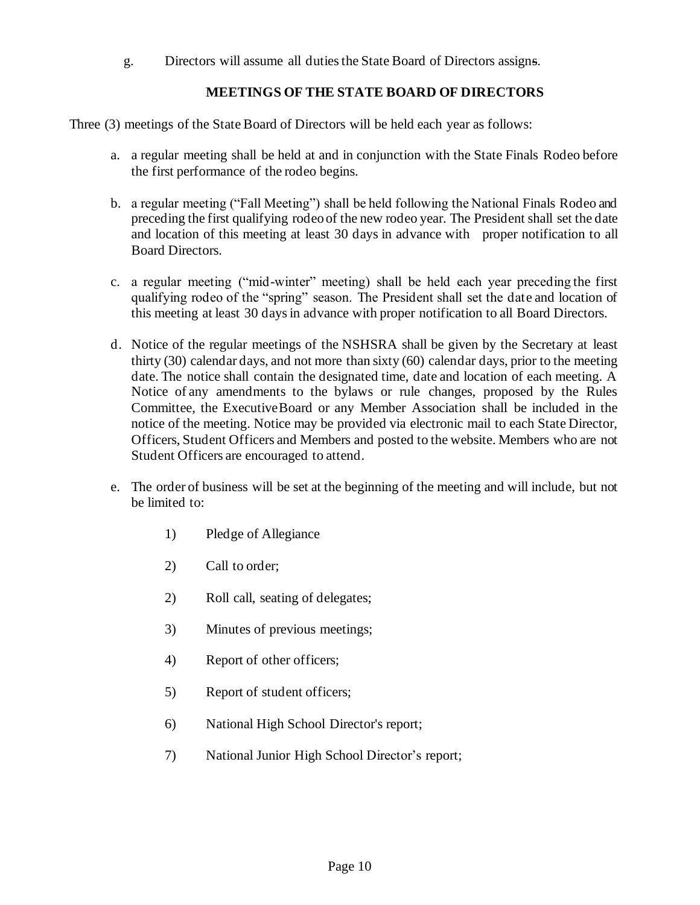g. Directors will assume all duties the State Board of Directors assigns.

## MEETINGS OF THE STATE BOARD OF DIRECTORS

Three (3) meetings of the State Board of Directors will be held each year as follows:

a. a regular meeting shall be held at and in conjunction with the State Finals Rodeo before the first performance of the rodeo begins.

b. a regular meeting ("Fall Meeting") shall be held following the National Finals Rodeo and preceding the first qualifying rodeo of the new rodeo year. The President shall set the date and location of this meeting at least 30 days in advance with proper notification to all Board Directors.

c. a regular meeting ("mid-winter" meeting) shall be held each year preceding the first qualifying rodeo of the "spring" season. The President shall set the date and location of this meeting at least 30 days in advance with proper notification to all Board Directors.

d. Notice of the regular meetings of the NSHSRA shall be given by the Secretary at least thirty (30) calendar days, and not more than sixty (60) calendar days, prior to the meeting date. The notice shall contain the designated time, date and location of each meeting. A Notice of any amendments to the bylaws or rule changes, proposed by the Rules Committee, the ExecutiveBoard or any Member Association shall be included in the notice of the meeting. Notice may be provided via electronic mail to each State Director, Officers, Student Officers and Members and posted to the website. Members who are not Student Officers are encouraged to attend.

e. The order of business will be set at the beginning of the meeting and will include, but not be limited to:

    1) Pledge of Allegiance

    2) Call to order;

    2) Roll call, seating of delegates;

    3) Minutes of previous meetings;

    4) Report of other officers;

    5) Report of student officers;

    6) National High School Director's report;

    7) National Junior High School Director's report;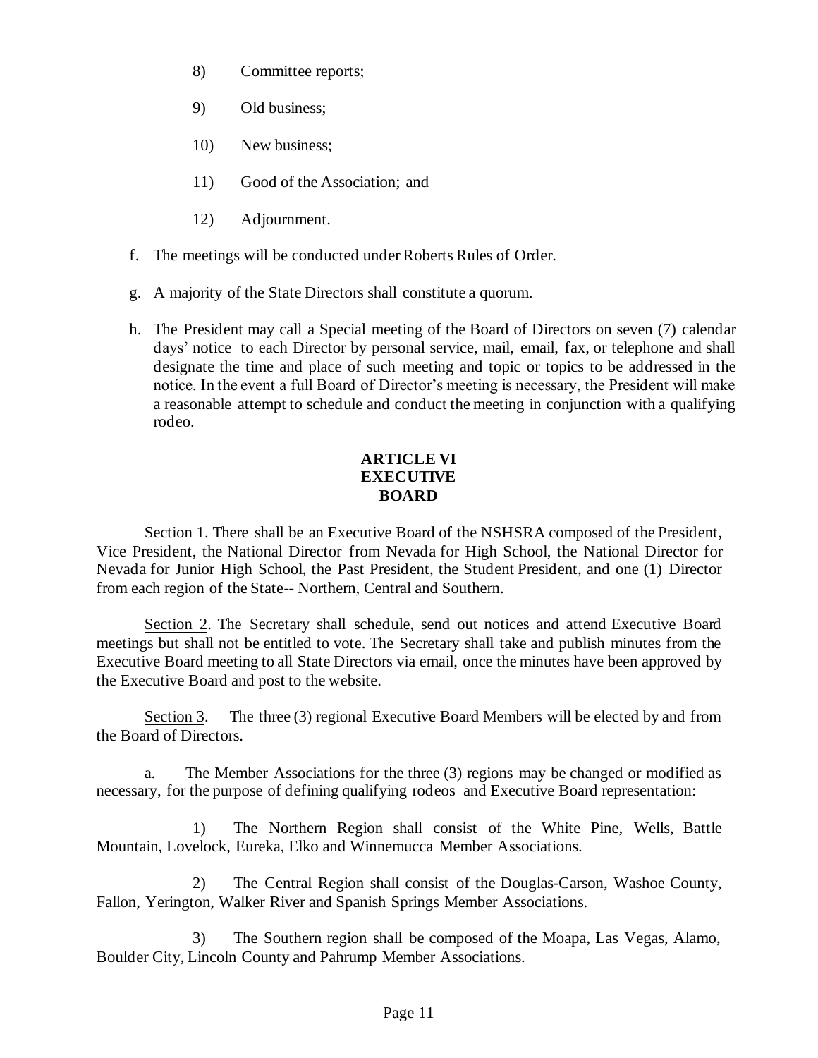8) Committee reports;

9) Old business;

10) New business;

11) Good of the Association; and

12) Adjournment.

f. The meetings will be conducted under Roberts Rules of Order.

g. A majority of the State Directors shall constitute a quorum.

h. The President may call a Special meeting of the Board of Directors on seven (7) calendar days' notice to each Director by personal service, mail, email, fax, or telephone and shall designate the time and place of such meeting and topic or topics to be addressed in the notice. In the event a full Board of Director's meeting is necessary, the President will make a reasonable attempt to schedule and conduct the meeting in conjunction with a qualifying rodeo.

## ARTICLE VI
## EXECUTIVE BOARD

Section 1. There shall be an Executive Board of the NSHSRA composed of the President, Vice President, the National Director from Nevada for High School, the National Director for Nevada for Junior High School, the Past President, the Student President, and one (1) Director from each region of the State-- Northern, Central and Southern.

Section 2. The Secretary shall schedule, send out notices and attend Executive Board meetings but shall not be entitled to vote. The Secretary shall take and publish minutes from the Executive Board meeting to all State Directors via email, once the minutes have been approved by the Executive Board and post to the website.

Section 3. The three (3) regional Executive Board Members will be elected by and from the Board of Directors.

a. The Member Associations for the three (3) regions may be changed or modified as necessary, for the purpose of defining qualifying rodeos and Executive Board representation:

1) The Northern Region shall consist of the White Pine, Wells, Battle Mountain, Lovelock, Eureka, Elko and Winnemucca Member Associations.

2) The Central Region shall consist of the Douglas-Carson, Washoe County, Fallon, Yerington, Walker River and Spanish Springs Member Associations.

3) The Southern region shall be composed of the Moapa, Las Vegas, Alamo, Boulder City, Lincoln County and Pahrump Member Associations.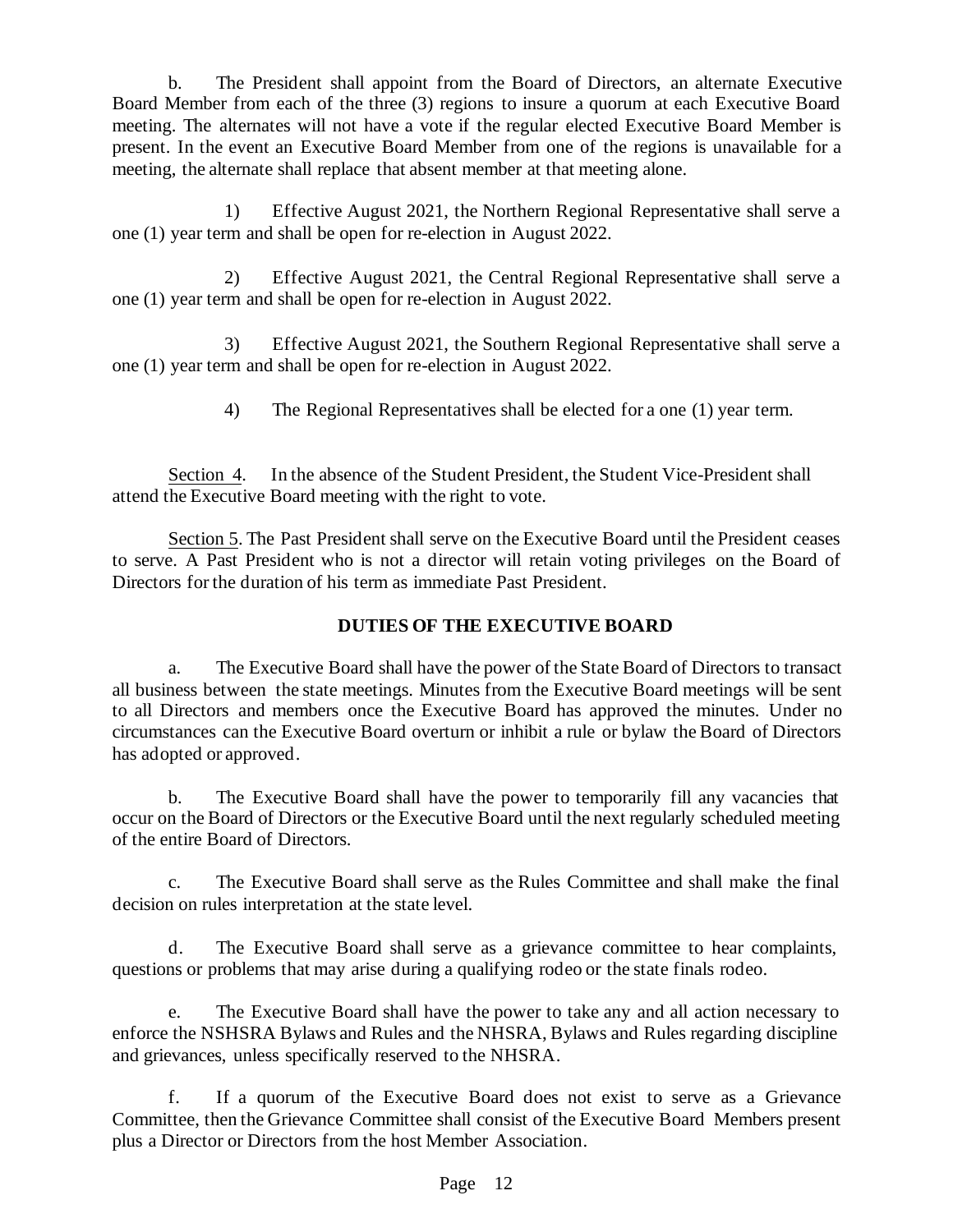b. The President shall appoint from the Board of Directors, an alternate Executive Board Member from each of the three (3) regions to insure a quorum at each Executive Board meeting. The alternates will not have a vote if the regular elected Executive Board Member is present. In the event an Executive Board Member from one of the regions is unavailable for a meeting, the alternate shall replace that absent member at that meeting alone.

1) Effective August 2021, the Northern Regional Representative shall serve a one (1) year term and shall be open for re-election in August 2022.

2) Effective August 2021, the Central Regional Representative shall serve a one (1) year term and shall be open for re-election in August 2022.

3) Effective August 2021, the Southern Regional Representative shall serve a one (1) year term and shall be open for re-election in August 2022.

4) The Regional Representatives shall be elected for a one (1) year term.

Section 4. In the absence of the Student President, the Student Vice-President shall attend the Executive Board meeting with the right to vote.

Section 5. The Past President shall serve on the Executive Board until the President ceases to serve. A Past President who is not a director will retain voting privileges on the Board of Directors for the duration of his term as immediate Past President.

**DUTIES OF THE EXECUTIVE BOARD**

a. The Executive Board shall have the power of the State Board of Directors to transact all business between the state meetings. Minutes from the Executive Board meetings will be sent to all Directors and members once the Executive Board has approved the minutes. Under no circumstances can the Executive Board overturn or inhibit a rule or bylaw the Board of Directors has adopted or approved.

b. The Executive Board shall have the power to temporarily fill any vacancies that occur on the Board of Directors or the Executive Board until the next regularly scheduled meeting of the entire Board of Directors.

c. The Executive Board shall serve as the Rules Committee and shall make the final decision on rules interpretation at the state level.

d. The Executive Board shall serve as a grievance committee to hear complaints, questions or problems that may arise during a qualifying rodeo or the state finals rodeo.

e. The Executive Board shall have the power to take any and all action necessary to enforce the NSHSRA Bylaws and Rules and the NHSRA, Bylaws and Rules regarding discipline and grievances, unless specifically reserved to the NHSRA.

f. If a quorum of the Executive Board does not exist to serve as a Grievance Committee, then the Grievance Committee shall consist of the Executive Board Members present plus a Director or Directors from the host Member Association.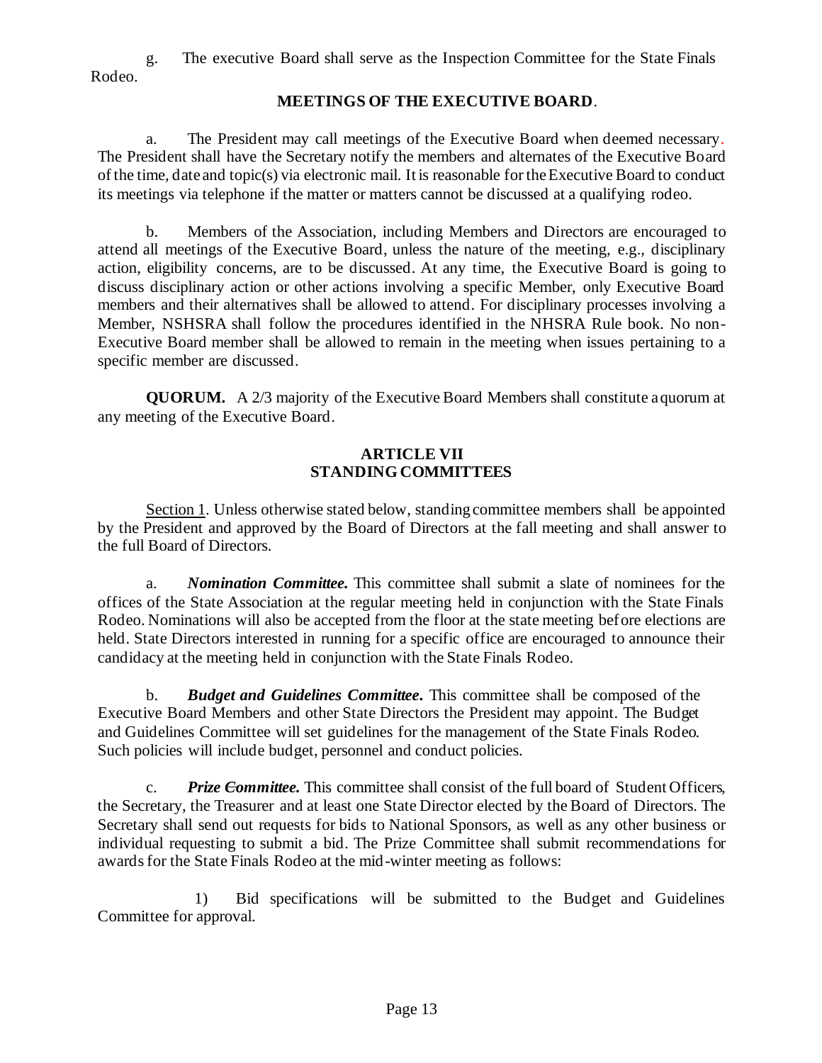g. The executive Board shall serve as the Inspection Committee for the State Finals Rodeo.

**MEETINGS OF THE EXECUTIVE BOARD**.

a. The President may call meetings of the Executive Board when deemed necessary. The President shall have the Secretary notify the members and alternates of the Executive Board of the time, date and topic(s) via electronic mail. It is reasonable for the Executive Board to conduct its meetings via telephone if the matter or matters cannot be discussed at a qualifying rodeo.

b. Members of the Association, including Members and Directors are encouraged to attend all meetings of the Executive Board, unless the nature of the meeting, e.g., disciplinary action, eligibility concerns, are to be discussed. At any time, the Executive Board is going to discuss disciplinary action or other actions involving a specific Member, only Executive Board members and their alternatives shall be allowed to attend. For disciplinary processes involving a Member, NSHSRA shall follow the procedures identified in the NHSRA Rule book. No non-Executive Board member shall be allowed to remain in the meeting when issues pertaining to a specific member are discussed.

**QUORUM.** A 2/3 majority of the Executive Board Members shall constitute a quorum at any meeting of the Executive Board.

## ARTICLE VII
## STANDING COMMITTEES

Section 1. Unless otherwise stated below, standing committee members shall be appointed by the President and approved by the Board of Directors at the fall meeting and shall answer to the full Board of Directors.

a. ***Nomination Committee.*** This committee shall submit a slate of nominees for the offices of the State Association at the regular meeting held in conjunction with the State Finals Rodeo. Nominations will also be accepted from the floor at the state meeting before elections are held. State Directors interested in running for a specific office are encouraged to announce their candidacy at the meeting held in conjunction with the State Finals Rodeo.

b. ***Budget and Guidelines Committee.*** This committee shall be composed of the Executive Board Members and other State Directors the President may appoint. The Budget and Guidelines Committee will set guidelines for the management of the State Finals Rodeo. Such policies will include budget, personnel and conduct policies.

c. ***Prize Committee.*** This committee shall consist of the full board of Student Officers, the Secretary, the Treasurer and at least one State Director elected by the Board of Directors. The Secretary shall send out requests for bids to National Sponsors, as well as any other business or individual requesting to submit a bid. The Prize Committee shall submit recommendations for awards for the State Finals Rodeo at the mid-winter meeting as follows:

1) Bid specifications will be submitted to the Budget and Guidelines Committee for approval.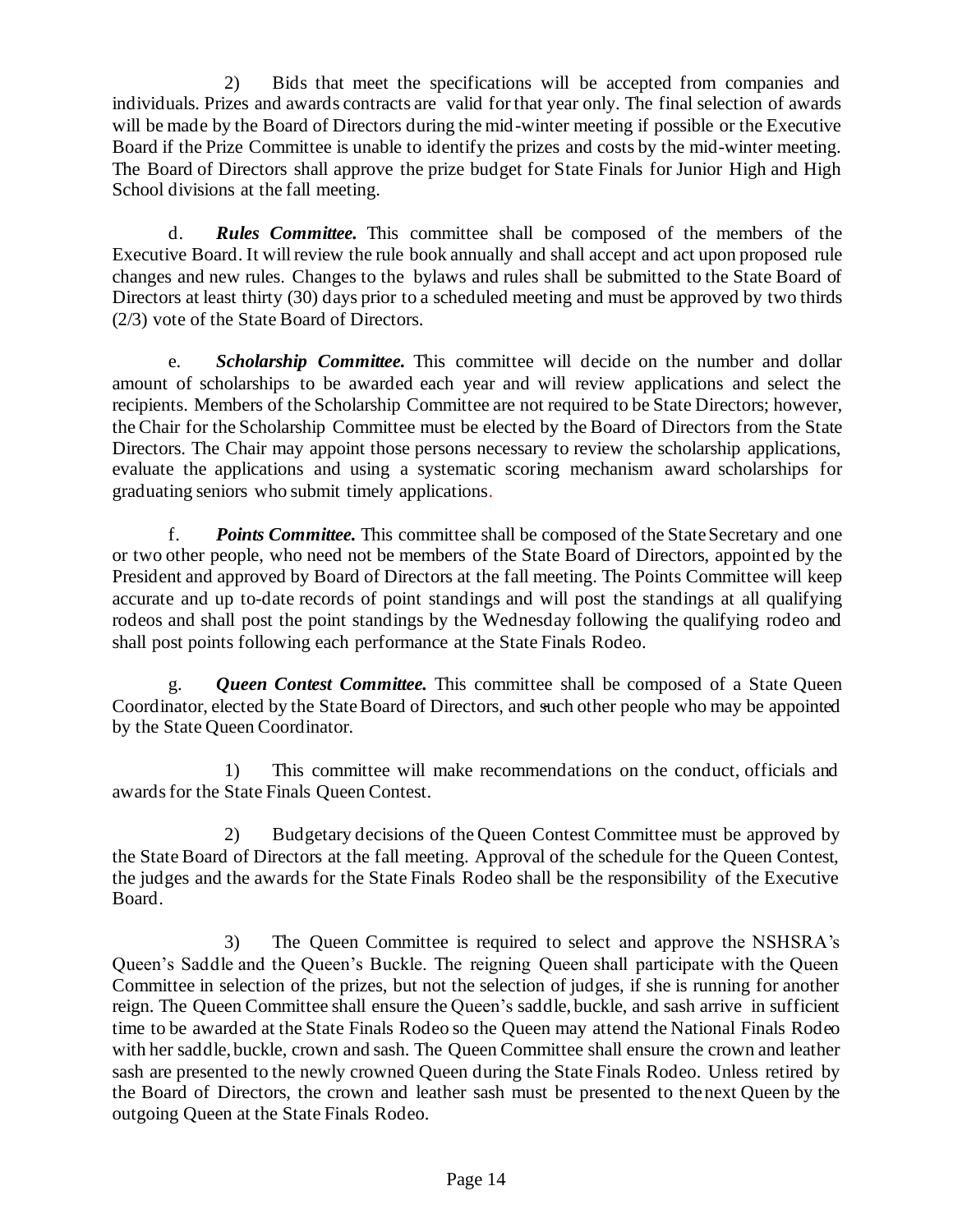2) Bids that meet the specifications will be accepted from companies and individuals. Prizes and awards contracts are valid for that year only. The final selection of awards will be made by the Board of Directors during the mid-winter meeting if possible or the Executive Board if the Prize Committee is unable to identify the prizes and costs by the mid-winter meeting. The Board of Directors shall approve the prize budget for State Finals for Junior High and High School divisions at the fall meeting.

d. ***Rules Committee.*** This committee shall be composed of the members of the Executive Board. It will review the rule book annually and shall accept and act upon proposed rule changes and new rules. Changes to the bylaws and rules shall be submitted to the State Board of Directors at least thirty (30) days prior to a scheduled meeting and must be approved by two thirds (2/3) vote of the State Board of Directors.

e. ***Scholarship Committee.*** This committee will decide on the number and dollar amount of scholarships to be awarded each year and will review applications and select the recipients. Members of the Scholarship Committee are not required to be State Directors; however, the Chair for the Scholarship Committee must be elected by the Board of Directors from the State Directors. The Chair may appoint those persons necessary to review the scholarship applications, evaluate the applications and using a systematic scoring mechanism award scholarships for graduating seniors who submit timely applications.

f. ***Points Committee.*** This committee shall be composed of the State Secretary and one or two other people, who need not be members of the State Board of Directors, appointed by the President and approved by Board of Directors at the fall meeting. The Points Committee will keep accurate and up to-date records of point standings and will post the standings at all qualifying rodeos and shall post the point standings by the Wednesday following the qualifying rodeo and shall post points following each performance at the State Finals Rodeo.

g. ***Queen Contest Committee.*** This committee shall be composed of a State Queen Coordinator, elected by the State Board of Directors, and such other people who may be appointed by the State Queen Coordinator.

1) This committee will make recommendations on the conduct, officials and awards for the State Finals Queen Contest.

2) Budgetary decisions of the Queen Contest Committee must be approved by the State Board of Directors at the fall meeting. Approval of the schedule for the Queen Contest, the judges and the awards for the State Finals Rodeo shall be the responsibility of the Executive Board.

3) The Queen Committee is required to select and approve the NSHSRA's Queen's Saddle and the Queen's Buckle. The reigning Queen shall participate with the Queen Committee in selection of the prizes, but not the selection of judges, if she is running for another reign. The Queen Committee shall ensure the Queen's saddle, buckle, and sash arrive in sufficient time to be awarded at the State Finals Rodeo so the Queen may attend the National Finals Rodeo with her saddle, buckle, crown and sash. The Queen Committee shall ensure the crown and leather sash are presented to the newly crowned Queen during the State Finals Rodeo. Unless retired by the Board of Directors, the crown and leather sash must be presented to the next Queen by the outgoing Queen at the State Finals Rodeo.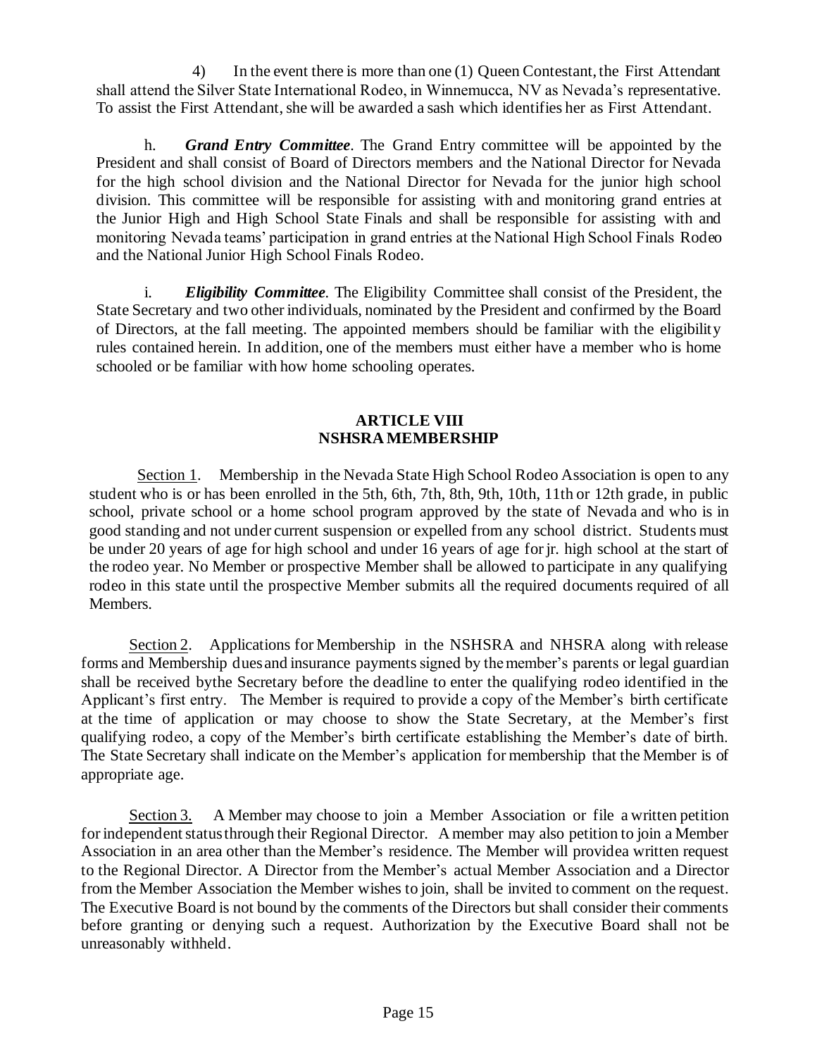4) In the event there is more than one (1) Queen Contestant, the First Attendant shall attend the Silver State International Rodeo, in Winnemucca, NV as Nevada's representative. To assist the First Attendant, she will be awarded a sash which identifies her as First Attendant.

h. ***Grand Entry Committee***. The Grand Entry committee will be appointed by the President and shall consist of Board of Directors members and the National Director for Nevada for the high school division and the National Director for Nevada for the junior high school division. This committee will be responsible for assisting with and monitoring grand entries at the Junior High and High School State Finals and shall be responsible for assisting with and monitoring Nevada teams' participation in grand entries at the National High School Finals Rodeo and the National Junior High School Finals Rodeo.

i. ***Eligibility Committee***. The Eligibility Committee shall consist of the President, the State Secretary and two other individuals, nominated by the President and confirmed by the Board of Directors, at the fall meeting. The appointed members should be familiar with the eligibility rules contained herein. In addition, one of the members must either have a member who is home schooled or be familiar with how home schooling operates.

## ARTICLE VIII
## NSHSRA MEMBERSHIP

Section 1. Membership in the Nevada State High School Rodeo Association is open to any student who is or has been enrolled in the 5th, 6th, 7th, 8th, 9th, 10th, 11th or 12th grade, in public school, private school or a home school program approved by the state of Nevada and who is in good standing and not under current suspension or expelled from any school district. Students must be under 20 years of age for high school and under 16 years of age for jr. high school at the start of the rodeo year. No Member or prospective Member shall be allowed to participate in any qualifying rodeo in this state until the prospective Member submits all the required documents required of all Members.

Section 2. Applications for Membership in the NSHSRA and NHSRA along with release forms and Membership dues and insurance payments signed by the member's parents or legal guardian shall be received bythe Secretary before the deadline to enter the qualifying rodeo identified in the Applicant's first entry. The Member is required to provide a copy of the Member's birth certificate at the time of application or may choose to show the State Secretary, at the Member's first qualifying rodeo, a copy of the Member's birth certificate establishing the Member's date of birth. The State Secretary shall indicate on the Member's application for membership that the Member is of appropriate age.

Section 3. A Member may choose to join a Member Association or file a written petition for independent status through their Regional Director. A member may also petition to join a Member Association in an area other than the Member's residence. The Member will providea written request to the Regional Director. A Director from the Member's actual Member Association and a Director from the Member Association the Member wishes to join, shall be invited to comment on the request. The Executive Board is not bound by the comments of the Directors but shall consider their comments before granting or denying such a request. Authorization by the Executive Board shall not be unreasonably withheld.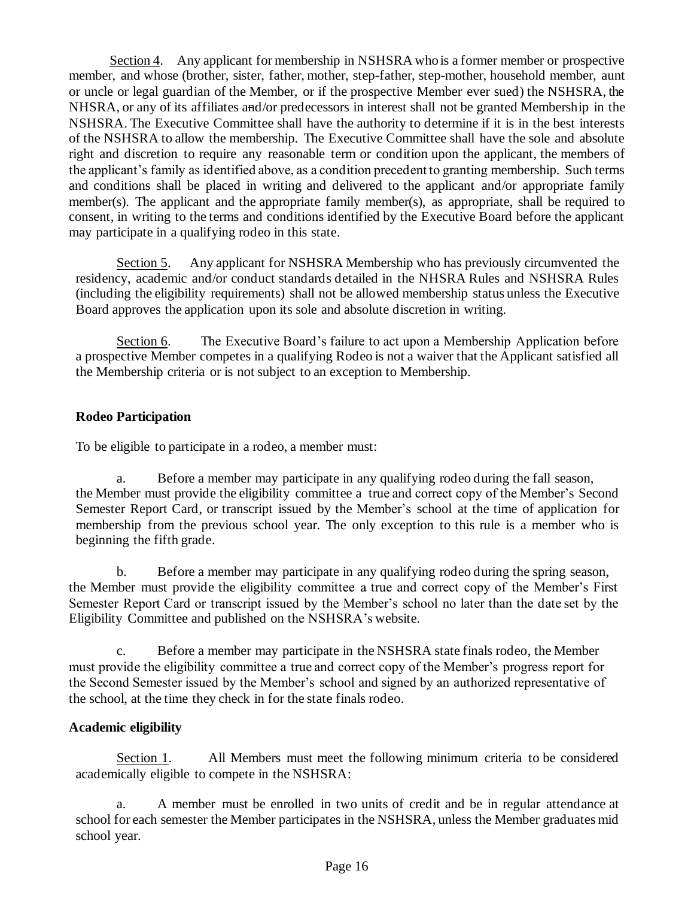Section 4. Any applicant for membership in NSHSRA who is a former member or prospective member, and whose (brother, sister, father, mother, step-father, step-mother, household member, aunt or uncle or legal guardian of the Member, or if the prospective Member ever sued) the NSHSRA, the NHSRA, or any of its affiliates and/or predecessors in interest shall not be granted Membership in the NSHSRA. The Executive Committee shall have the authority to determine if it is in the best interests of the NSHSRA to allow the membership. The Executive Committee shall have the sole and absolute right and discretion to require any reasonable term or condition upon the applicant, the members of the applicant's family as identified above, as a condition precedent to granting membership. Such terms and conditions shall be placed in writing and delivered to the applicant and/or appropriate family member(s). The applicant and the appropriate family member(s), as appropriate, shall be required to consent, in writing to the terms and conditions identified by the Executive Board before the applicant may participate in a qualifying rodeo in this state.

Section 5. Any applicant for NSHSRA Membership who has previously circumvented the residency, academic and/or conduct standards detailed in the NHSRA Rules and NSHSRA Rules (including the eligibility requirements) shall not be allowed membership status unless the Executive Board approves the application upon its sole and absolute discretion in writing.

Section 6. The Executive Board's failure to act upon a Membership Application before a prospective Member competes in a qualifying Rodeo is not a waiver that the Applicant satisfied all the Membership criteria or is not subject to an exception to Membership.

**Rodeo Participation**

To be eligible to participate in a rodeo, a member must:

a. Before a member may participate in any qualifying rodeo during the fall season, the Member must provide the eligibility committee a true and correct copy of the Member's Second Semester Report Card, or transcript issued by the Member's school at the time of application for membership from the previous school year. The only exception to this rule is a member who is beginning the fifth grade.

b. Before a member may participate in any qualifying rodeo during the spring season, the Member must provide the eligibility committee a true and correct copy of the Member's First Semester Report Card or transcript issued by the Member's school no later than the date set by the Eligibility Committee and published on the NSHSRA's website.

c. Before a member may participate in the NSHSRA state finals rodeo, the Member must provide the eligibility committee a true and correct copy of the Member's progress report for the Second Semester issued by the Member's school and signed by an authorized representative of the school, at the time they check in for the state finals rodeo.

**Academic eligibility**

Section 1. All Members must meet the following minimum criteria to be considered academically eligible to compete in the NSHSRA:

a. A member must be enrolled in two units of credit and be in regular attendance at school for each semester the Member participates in the NSHSRA, unless the Member graduates mid school year.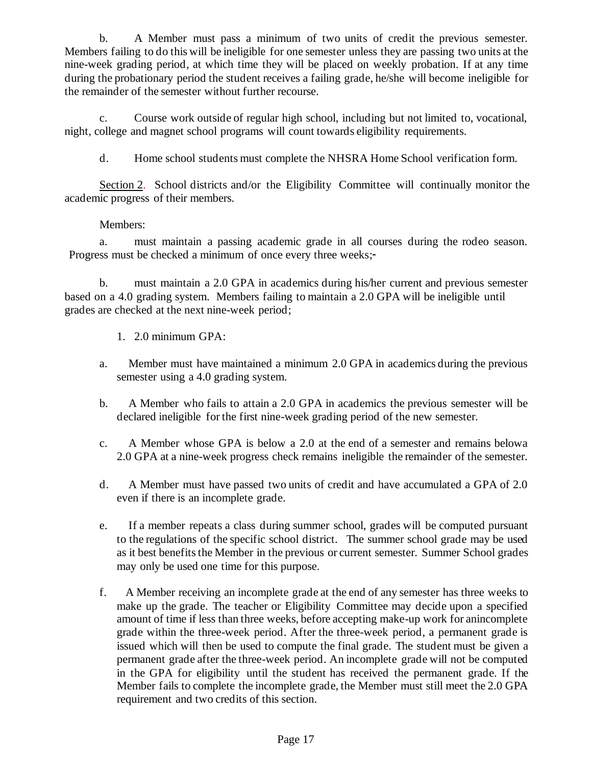b. A Member must pass a minimum of two units of credit the previous semester. Members failing to do this will be ineligible for one semester unless they are passing two units at the nine-week grading period, at which time they will be placed on weekly probation. If at any time during the probationary period the student receives a failing grade, he/she will become ineligible for the remainder of the semester without further recourse.

c. Course work outside of regular high school, including but not limited to, vocational, night, college and magnet school programs will count towards eligibility requirements.

d. Home school students must complete the NHSRA Home School verification form.

Section 2. School districts and/or the Eligibility Committee will continually monitor the academic progress of their members.

Members:

a. must maintain a passing academic grade in all courses during the rodeo season. Progress must be checked a minimum of once every three weeks;

b. must maintain a 2.0 GPA in academics during his/her current and previous semester based on a 4.0 grading system. Members failing to maintain a 2.0 GPA will be ineligible until grades are checked at the next nine-week period;

1. 2.0 minimum GPA:

a. Member must have maintained a minimum 2.0 GPA in academics during the previous semester using a 4.0 grading system.

b. A Member who fails to attain a 2.0 GPA in academics the previous semester will be declared ineligible for the first nine-week grading period of the new semester.

c. A Member whose GPA is below a 2.0 at the end of a semester and remains belowa 2.0 GPA at a nine-week progress check remains ineligible the remainder of the semester.

d. A Member must have passed two units of credit and have accumulated a GPA of 2.0 even if there is an incomplete grade.

e. If a member repeats a class during summer school, grades will be computed pursuant to the regulations of the specific school district. The summer school grade may be used as it best benefits the Member in the previous or current semester. Summer School grades may only be used one time for this purpose.

f. A Member receiving an incomplete grade at the end of any semester has three weeks to make up the grade. The teacher or Eligibility Committee may decide upon a specified amount of time if less than three weeks, before accepting make-up work for anincomplete grade within the three-week period. After the three-week period, a permanent grade is issued which will then be used to compute the final grade. The student must be given a permanent grade after the three-week period. An incomplete grade will not be computed in the GPA for eligibility until the student has received the permanent grade. If the Member fails to complete the incomplete grade, the Member must still meet the 2.0 GPA requirement and two credits of this section.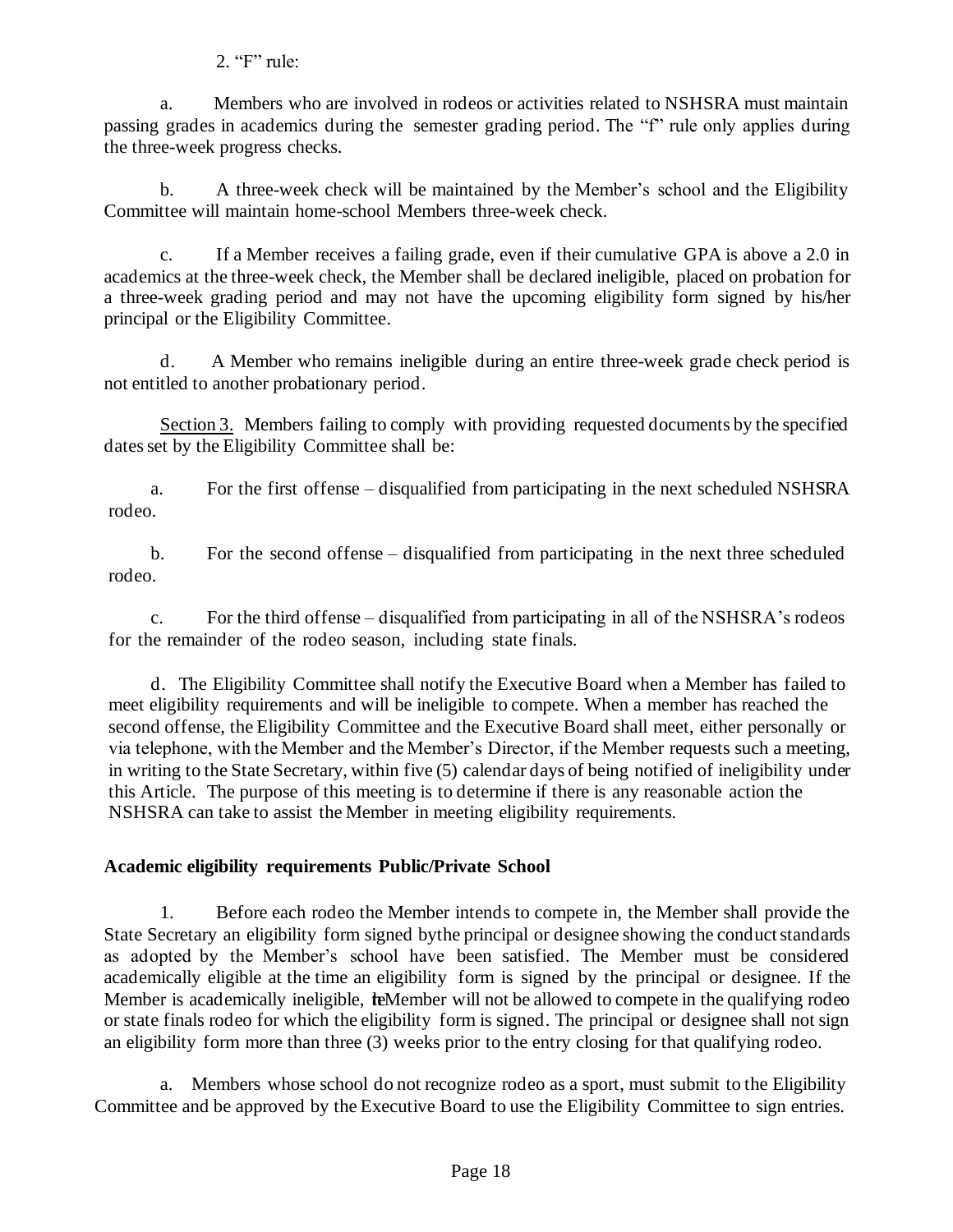2. "F" rule:

a. Members who are involved in rodeos or activities related to NSHSRA must maintain passing grades in academics during the semester grading period. The "f" rule only applies during the three-week progress checks.

b. A three-week check will be maintained by the Member's school and the Eligibility Committee will maintain home-school Members three-week check.

c. If a Member receives a failing grade, even if their cumulative GPA is above a 2.0 in academics at the three-week check, the Member shall be declared ineligible, placed on probation for a three-week grading period and may not have the upcoming eligibility form signed by his/her principal or the Eligibility Committee.

d. A Member who remains ineligible during an entire three-week grade check period is not entitled to another probationary period.

Section 3. Members failing to comply with providing requested documents by the specified dates set by the Eligibility Committee shall be:

a. For the first offense – disqualified from participating in the next scheduled NSHSRA rodeo.

b. For the second offense – disqualified from participating in the next three scheduled rodeo.

c. For the third offense – disqualified from participating in all of the NSHSRA's rodeos for the remainder of the rodeo season, including state finals.

d. The Eligibility Committee shall notify the Executive Board when a Member has failed to meet eligibility requirements and will be ineligible to compete. When a member has reached the second offense, the Eligibility Committee and the Executive Board shall meet, either personally or via telephone, with the Member and the Member's Director, if the Member requests such a meeting, in writing to the State Secretary, within five (5) calendar days of being notified of ineligibility under this Article. The purpose of this meeting is to determine if there is any reasonable action the NSHSRA can take to assist the Member in meeting eligibility requirements.

**Academic eligibility requirements Public/Private School**

1. Before each rodeo the Member intends to compete in, the Member shall provide the State Secretary an eligibility form signed bythe principal or designee showing the conduct standards as adopted by the Member's school have been satisfied. The Member must be considered academically eligible at the time an eligibility form is signed by the principal or designee. If the Member is academically ineligible, teMember will not be allowed to compete in the qualifying rodeo or state finals rodeo for which the eligibility form is signed. The principal or designee shall not sign an eligibility form more than three (3) weeks prior to the entry closing for that qualifying rodeo.

a. Members whose school do not recognize rodeo as a sport, must submit to the Eligibility Committee and be approved by the Executive Board to use the Eligibility Committee to sign entries.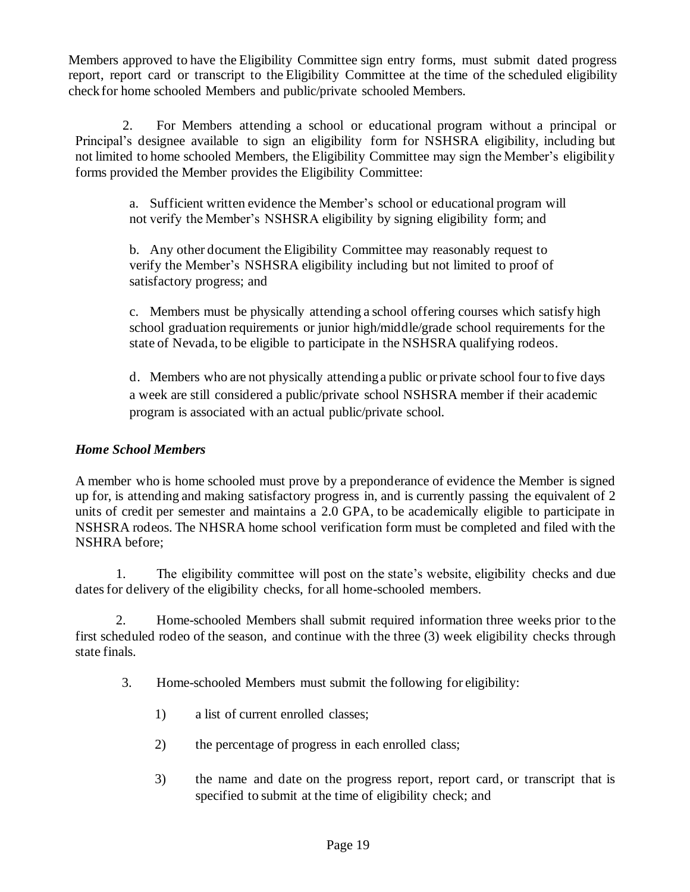Members approved to have the Eligibility Committee sign entry forms, must submit dated progress report, report card or transcript to the Eligibility Committee at the time of the scheduled eligibility check for home schooled Members and public/private schooled Members.

2. For Members attending a school or educational program without a principal or Principal's designee available to sign an eligibility form for NSHSRA eligibility, including but not limited to home schooled Members, the Eligibility Committee may sign the Member's eligibility forms provided the Member provides the Eligibility Committee:

a. Sufficient written evidence the Member's school or educational program will not verify the Member's NSHSRA eligibility by signing eligibility form; and

b. Any other document the Eligibility Committee may reasonably request to verify the Member's NSHSRA eligibility including but not limited to proof of satisfactory progress; and

c. Members must be physically attending a school offering courses which satisfy high school graduation requirements or junior high/middle/grade school requirements for the state of Nevada, to be eligible to participate in the NSHSRA qualifying rodeos.

d. Members who are not physically attending a public or private school four to five days a week are still considered a public/private school NSHSRA member if their academic program is associated with an actual public/private school.

***Home School Members***

A member who is home schooled must prove by a preponderance of evidence the Member is signed up for, is attending and making satisfactory progress in, and is currently passing the equivalent of 2 units of credit per semester and maintains a 2.0 GPA, to be academically eligible to participate in NSHSRA rodeos. The NHSRA home school verification form must be completed and filed with the NSHRA before;

1. The eligibility committee will post on the state's website, eligibility checks and due dates for delivery of the eligibility checks, for all home-schooled members.

2. Home-schooled Members shall submit required information three weeks prior to the first scheduled rodeo of the season, and continue with the three (3) week eligibility checks through state finals.

3. Home-schooled Members must submit the following for eligibility:

   1) a list of current enrolled classes;

   2) the percentage of progress in each enrolled class;

   3) the name and date on the progress report, report card, or transcript that is specified to submit at the time of eligibility check; and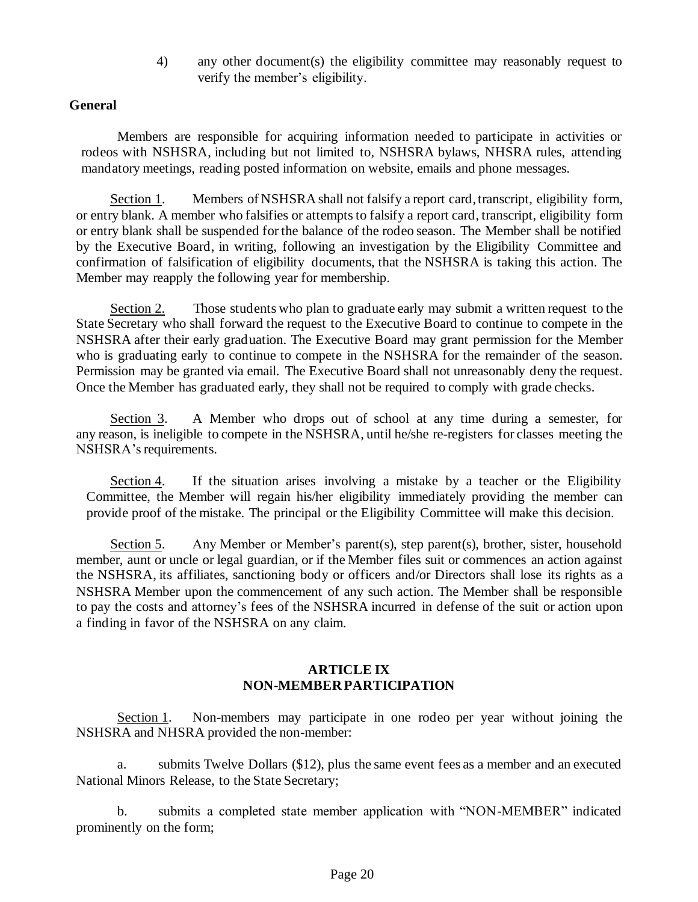4) any other document(s) the eligibility committee may reasonably request to verify the member's eligibility.

**General**

Members are responsible for acquiring information needed to participate in activities or rodeos with NSHSRA, including but not limited to, NSHSRA bylaws, NHSRA rules, attending mandatory meetings, reading posted information on website, emails and phone messages.

Section 1. Members of NSHSRA shall not falsify a report card, transcript, eligibility form, or entry blank. A member who falsifies or attempts to falsify a report card, transcript, eligibility form or entry blank shall be suspended for the balance of the rodeo season. The Member shall be notified by the Executive Board, in writing, following an investigation by the Eligibility Committee and confirmation of falsification of eligibility documents, that the NSHSRA is taking this action. The Member may reapply the following year for membership.

Section 2. Those students who plan to graduate early may submit a written request to the State Secretary who shall forward the request to the Executive Board to continue to compete in the NSHSRA after their early graduation. The Executive Board may grant permission for the Member who is graduating early to continue to compete in the NSHSRA for the remainder of the season. Permission may be granted via email. The Executive Board shall not unreasonably deny the request. Once the Member has graduated early, they shall not be required to comply with grade checks.

Section 3. A Member who drops out of school at any time during a semester, for any reason, is ineligible to compete in the NSHSRA, until he/she re-registers for classes meeting the NSHSRA's requirements.

Section 4. If the situation arises involving a mistake by a teacher or the Eligibility Committee, the Member will regain his/her eligibility immediately providing the member can provide proof of the mistake. The principal or the Eligibility Committee will make this decision.

Section 5. Any Member or Member's parent(s), step parent(s), brother, sister, household member, aunt or uncle or legal guardian, or if the Member files suit or commences an action against the NSHSRA, its affiliates, sanctioning body or officers and/or Directors shall lose its rights as a NSHSRA Member upon the commencement of any such action. The Member shall be responsible to pay the costs and attorney's fees of the NSHSRA incurred in defense of the suit or action upon a finding in favor of the NSHSRA on any claim.

## ARTICLE IX
## NON-MEMBER PARTICIPATION

Section 1. Non-members may participate in one rodeo per year without joining the NSHSRA and NHSRA provided the non-member:

a. submits Twelve Dollars ($12), plus the same event fees as a member and an executed National Minors Release, to the State Secretary;

b. submits a completed state member application with "NON-MEMBER" indicated prominently on the form;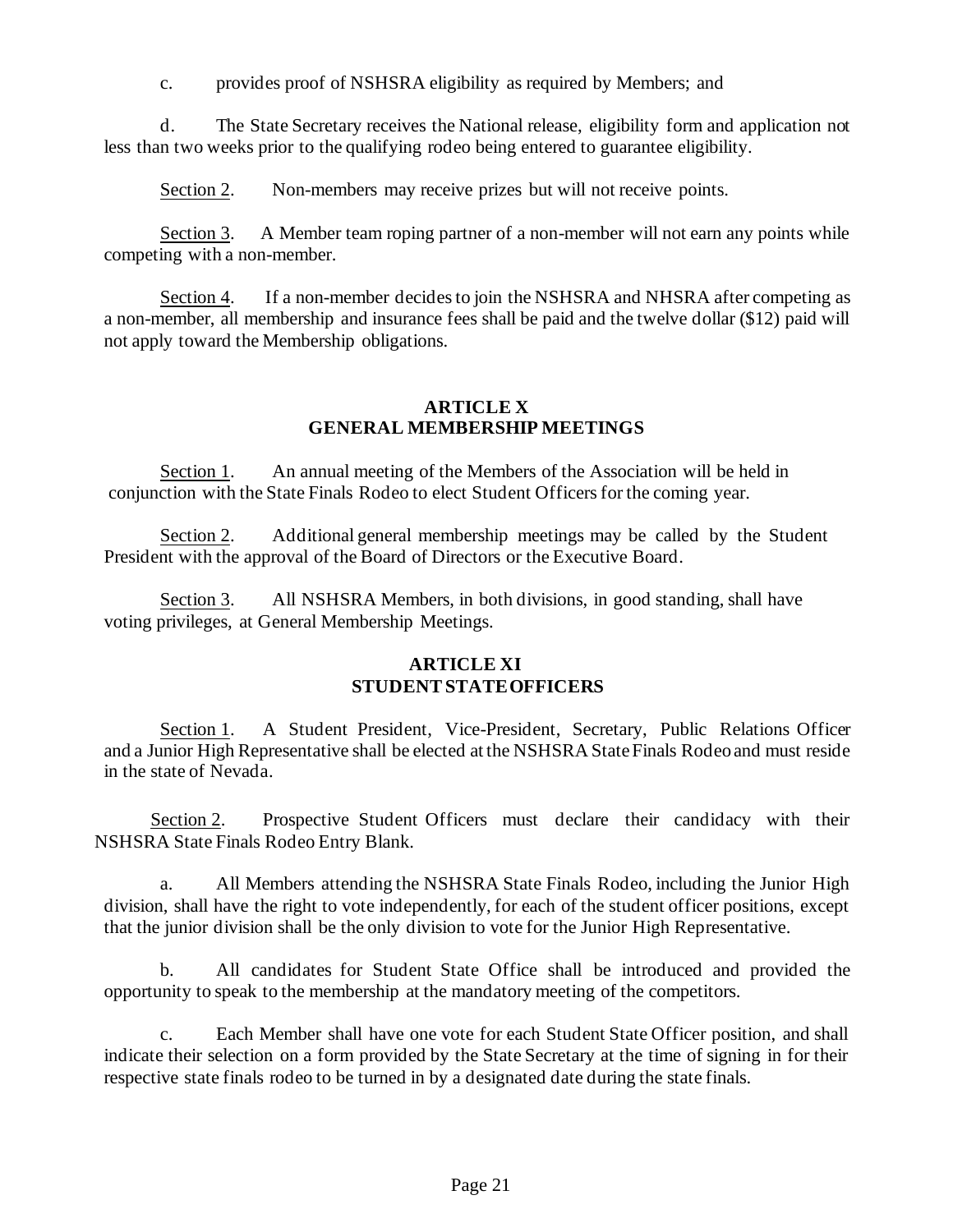c. provides proof of NSHSRA eligibility as required by Members; and

d. The State Secretary receives the National release, eligibility form and application not less than two weeks prior to the qualifying rodeo being entered to guarantee eligibility.

Section 2. Non-members may receive prizes but will not receive points.

Section 3. A Member team roping partner of a non-member will not earn any points while competing with a non-member.

Section 4. If a non-member decides to join the NSHSRA and NHSRA after competing as a non-member, all membership and insurance fees shall be paid and the twelve dollar ($12) paid will not apply toward the Membership obligations.

## ARTICLE X
## GENERAL MEMBERSHIP MEETINGS

Section 1. An annual meeting of the Members of the Association will be held in conjunction with the State Finals Rodeo to elect Student Officers for the coming year.

Section 2. Additional general membership meetings may be called by the Student President with the approval of the Board of Directors or the Executive Board.

Section 3. All NSHSRA Members, in both divisions, in good standing, shall have voting privileges, at General Membership Meetings.

## ARTICLE XI
## STUDENT STATE OFFICERS

Section 1. A Student President, Vice-President, Secretary, Public Relations Officer and a Junior High Representative shall be elected at the NSHSRA State Finals Rodeo and must reside in the state of Nevada.

Section 2. Prospective Student Officers must declare their candidacy with their NSHSRA State Finals Rodeo Entry Blank.

a. All Members attending the NSHSRA State Finals Rodeo, including the Junior High division, shall have the right to vote independently, for each of the student officer positions, except that the junior division shall be the only division to vote for the Junior High Representative.

b. All candidates for Student State Office shall be introduced and provided the opportunity to speak to the membership at the mandatory meeting of the competitors.

c. Each Member shall have one vote for each Student State Officer position, and shall indicate their selection on a form provided by the State Secretary at the time of signing in for their respective state finals rodeo to be turned in by a designated date during the state finals.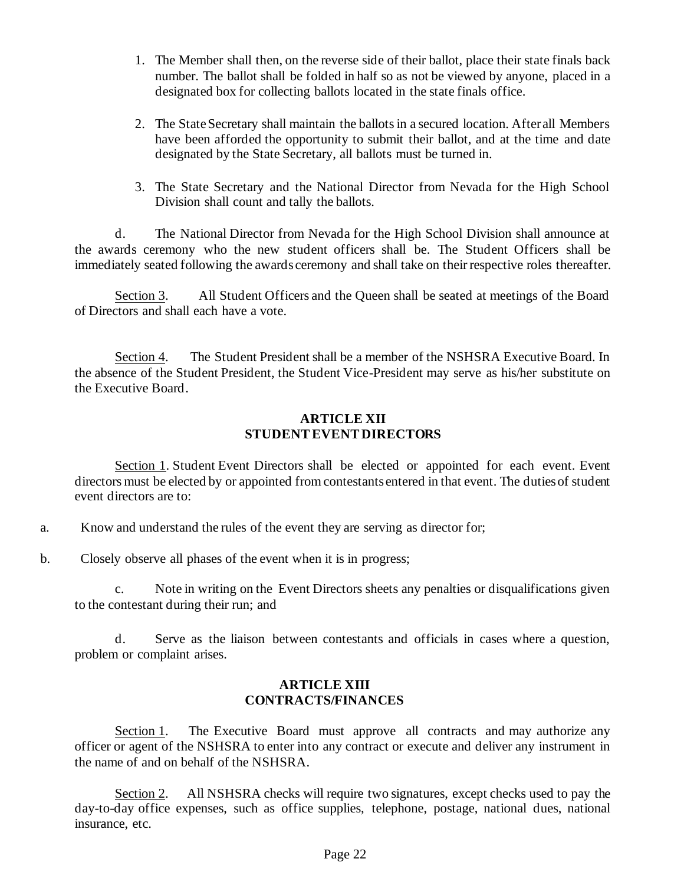1. The Member shall then, on the reverse side of their ballot, place their state finals back number. The ballot shall be folded in half so as not be viewed by anyone, placed in a designated box for collecting ballots located in the state finals office.

2. The State Secretary shall maintain the ballots in a secured location. After all Members have been afforded the opportunity to submit their ballot, and at the time and date designated by the State Secretary, all ballots must be turned in.

3. The State Secretary and the National Director from Nevada for the High School Division shall count and tally the ballots.

d. The National Director from Nevada for the High School Division shall announce at the awards ceremony who the new student officers shall be. The Student Officers shall be immediately seated following the awards ceremony and shall take on their respective roles thereafter.

Section 3. All Student Officers and the Queen shall be seated at meetings of the Board of Directors and shall each have a vote.

Section 4. The Student President shall be a member of the NSHSRA Executive Board. In the absence of the Student President, the Student Vice-President may serve as his/her substitute on the Executive Board.

## ARTICLE XII
## STUDENT EVENT DIRECTORS

Section 1. Student Event Directors shall be elected or appointed for each event. Event directors must be elected by or appointed from contestants entered in that event. The duties of student event directors are to:

a. Know and understand the rules of the event they are serving as director for;

b. Closely observe all phases of the event when it is in progress;

c. Note in writing on the Event Directors sheets any penalties or disqualifications given to the contestant during their run; and

d. Serve as the liaison between contestants and officials in cases where a question, problem or complaint arises.

## ARTICLE XIII
## CONTRACTS/FINANCES

Section 1. The Executive Board must approve all contracts and may authorize any officer or agent of the NSHSRA to enter into any contract or execute and deliver any instrument in the name of and on behalf of the NSHSRA.

Section 2. All NSHSRA checks will require two signatures, except checks used to pay the day-to-day office expenses, such as office supplies, telephone, postage, national dues, national insurance, etc.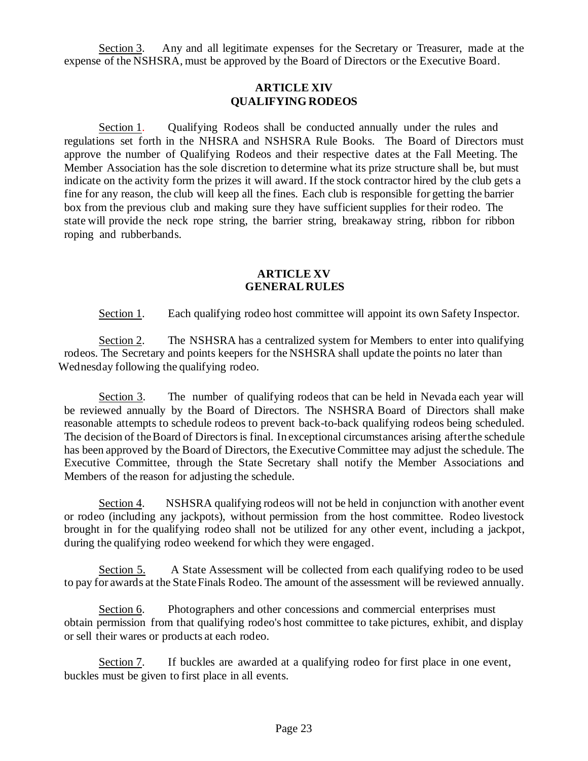Section 3. Any and all legitimate expenses for the Secretary or Treasurer, made at the expense of the NSHSRA, must be approved by the Board of Directors or the Executive Board.

## ARTICLE XIV
## QUALIFYING RODEOS

Section 1. Qualifying Rodeos shall be conducted annually under the rules and regulations set forth in the NHSRA and NSHSRA Rule Books. The Board of Directors must approve the number of Qualifying Rodeos and their respective dates at the Fall Meeting. The Member Association has the sole discretion to determine what its prize structure shall be, but must indicate on the activity form the prizes it will award. If the stock contractor hired by the club gets a fine for any reason, the club will keep all the fines. Each club is responsible for getting the barrier box from the previous club and making sure they have sufficient supplies for their rodeo. The state will provide the neck rope string, the barrier string, breakaway string, ribbon for ribbon roping and rubberbands.

## ARTICLE XV
## GENERAL RULES

Section 1. Each qualifying rodeo host committee will appoint its own Safety Inspector.

Section 2. The NSHSRA has a centralized system for Members to enter into qualifying rodeos. The Secretary and points keepers for the NSHSRA shall update the points no later than Wednesday following the qualifying rodeo.

Section 3. The number of qualifying rodeos that can be held in Nevada each year will be reviewed annually by the Board of Directors. The NSHSRA Board of Directors shall make reasonable attempts to schedule rodeos to prevent back-to-back qualifying rodeos being scheduled. The decision of the Board of Directors is final. In exceptional circumstances arising after the schedule has been approved by the Board of Directors, the Executive Committee may adjust the schedule. The Executive Committee, through the State Secretary shall notify the Member Associations and Members of the reason for adjusting the schedule.

Section 4. NSHSRA qualifying rodeos will not be held in conjunction with another event or rodeo (including any jackpots), without permission from the host committee. Rodeo livestock brought in for the qualifying rodeo shall not be utilized for any other event, including a jackpot, during the qualifying rodeo weekend for which they were engaged.

Section 5. A State Assessment will be collected from each qualifying rodeo to be used to pay for awards at the State Finals Rodeo. The amount of the assessment will be reviewed annually.

Section 6. Photographers and other concessions and commercial enterprises must obtain permission from that qualifying rodeo's host committee to take pictures, exhibit, and display or sell their wares or products at each rodeo.

Section 7. If buckles are awarded at a qualifying rodeo for first place in one event, buckles must be given to first place in all events.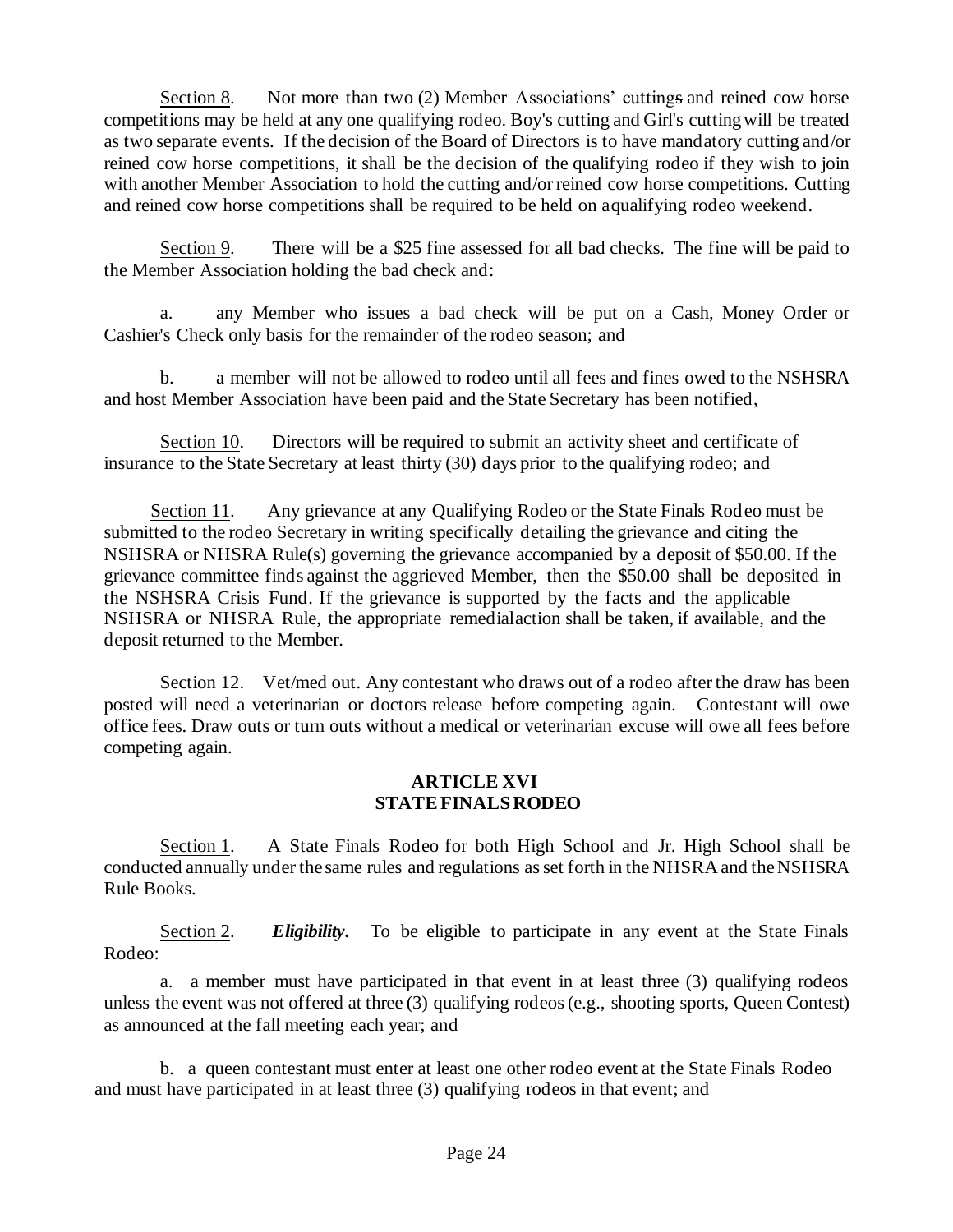Section 8. Not more than two (2) Member Associations' cuttings and reined cow horse competitions may be held at any one qualifying rodeo. Boy's cutting and Girl's cutting will be treated as two separate events. If the decision of the Board of Directors is to have mandatory cutting and/or reined cow horse competitions, it shall be the decision of the qualifying rodeo if they wish to join with another Member Association to hold the cutting and/or reined cow horse competitions. Cutting and reined cow horse competitions shall be required to be held on a qualifying rodeo weekend.

Section 9. There will be a $25 fine assessed for all bad checks. The fine will be paid to the Member Association holding the bad check and:

a. any Member who issues a bad check will be put on a Cash, Money Order or Cashier's Check only basis for the remainder of the rodeo season; and

b. a member will not be allowed to rodeo until all fees and fines owed to the NSHSRA and host Member Association have been paid and the State Secretary has been notified,

Section 10. Directors will be required to submit an activity sheet and certificate of insurance to the State Secretary at least thirty (30) days prior to the qualifying rodeo; and

Section 11. Any grievance at any Qualifying Rodeo or the State Finals Rodeo must be submitted to the rodeo Secretary in writing specifically detailing the grievance and citing the NSHSRA or NHSRA Rule(s) governing the grievance accompanied by a deposit of $50.00. If the grievance committee finds against the aggrieved Member, then the $50.00 shall be deposited in the NSHSRA Crisis Fund. If the grievance is supported by the facts and the applicable NSHSRA or NHSRA Rule, the appropriate remedial action shall be taken, if available, and the deposit returned to the Member.

Section 12. Vet/med out. Any contestant who draws out of a rodeo after the draw has been posted will need a veterinarian or doctors release before competing again. Contestant will owe office fees. Draw outs or turn outs without a medical or veterinarian excuse will owe all fees before competing again.

## ARTICLE XVI
## STATE FINALS RODEO

Section 1. A State Finals Rodeo for both High School and Jr. High School shall be conducted annually under the same rules and regulations as set forth in the NHSRA and the NSHSRA Rule Books.

Section 2. ***Eligibility***. To be eligible to participate in any event at the State Finals Rodeo:

a. a member must have participated in that event in at least three (3) qualifying rodeos unless the event was not offered at three (3) qualifying rodeos (e.g., shooting sports, Queen Contest) as announced at the fall meeting each year; and

b. a queen contestant must enter at least one other rodeo event at the State Finals Rodeo and must have participated in at least three (3) qualifying rodeos in that event; and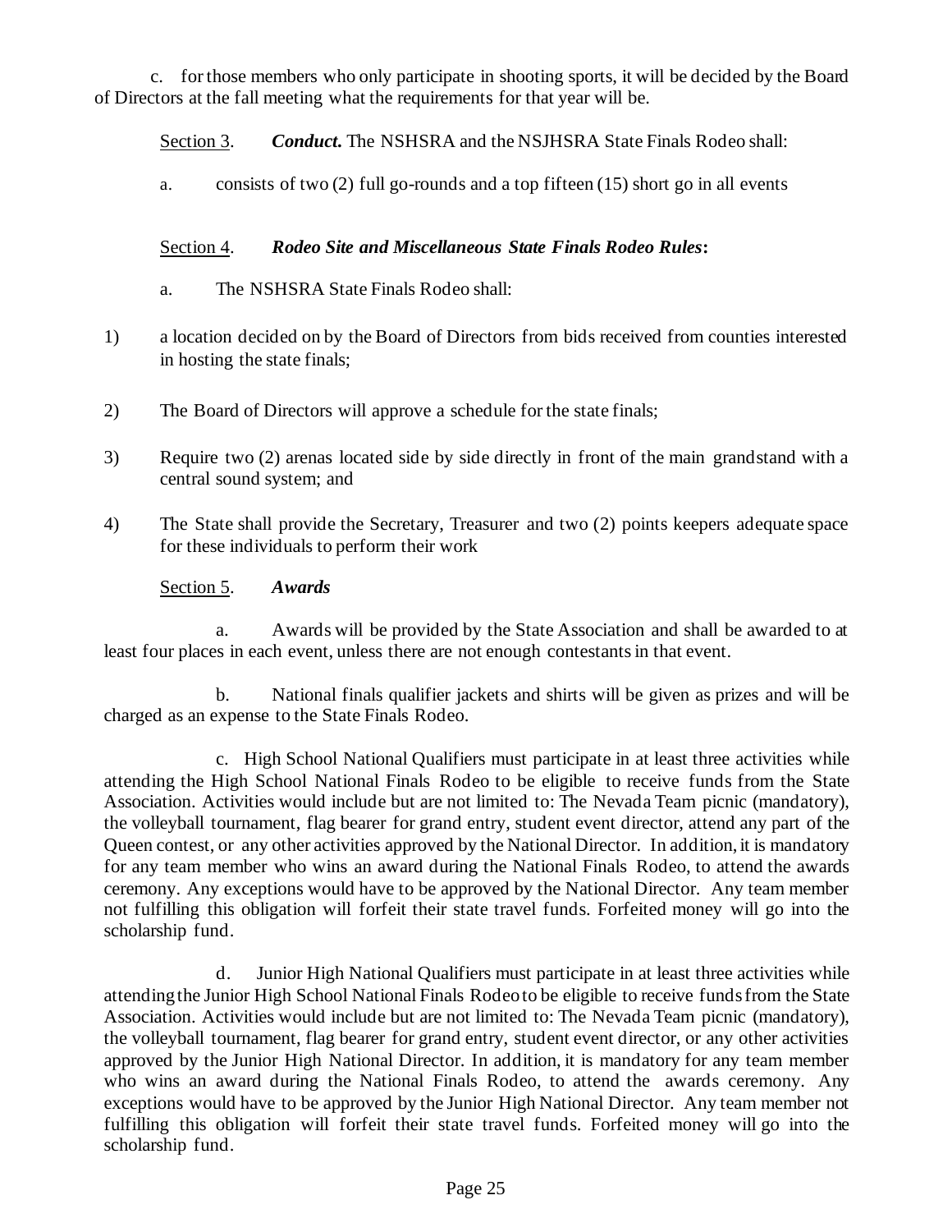c. for those members who only participate in shooting sports, it will be decided by the Board of Directors at the fall meeting what the requirements for that year will be.

Section 3. ***Conduct.*** The NSHSRA and the NSJHSRA State Finals Rodeo shall:

a. consists of two (2) full go-rounds and a top fifteen (15) short go in all events

Section 4. ***Rodeo Site and Miscellaneous State Finals Rodeo Rules*:**

a. The NSHSRA State Finals Rodeo shall:

1) a location decided on by the Board of Directors from bids received from counties interested in hosting the state finals;

2) The Board of Directors will approve a schedule for the state finals;

3) Require two (2) arenas located side by side directly in front of the main grandstand with a central sound system; and

4) The State shall provide the Secretary, Treasurer and two (2) points keepers adequate space for these individuals to perform their work

Section 5. ***Awards***

a. Awards will be provided by the State Association and shall be awarded to at least four places in each event, unless there are not enough contestants in that event.

b. National finals qualifier jackets and shirts will be given as prizes and will be charged as an expense to the State Finals Rodeo.

c. High School National Qualifiers must participate in at least three activities while attending the High School National Finals Rodeo to be eligible to receive funds from the State Association. Activities would include but are not limited to: The Nevada Team picnic (mandatory), the volleyball tournament, flag bearer for grand entry, student event director, attend any part of the Queen contest, or any other activities approved by the National Director. In addition, it is mandatory for any team member who wins an award during the National Finals Rodeo, to attend the awards ceremony. Any exceptions would have to be approved by the National Director. Any team member not fulfilling this obligation will forfeit their state travel funds. Forfeited money will go into the scholarship fund.

d. Junior High National Qualifiers must participate in at least three activities while attending the Junior High School National Finals Rodeo to be eligible to receive funds from the State Association. Activities would include but are not limited to: The Nevada Team picnic (mandatory), the volleyball tournament, flag bearer for grand entry, student event director, or any other activities approved by the Junior High National Director. In addition, it is mandatory for any team member who wins an award during the National Finals Rodeo, to attend the awards ceremony. Any exceptions would have to be approved by the Junior High National Director. Any team member not fulfilling this obligation will forfeit their state travel funds. Forfeited money will go into the scholarship fund.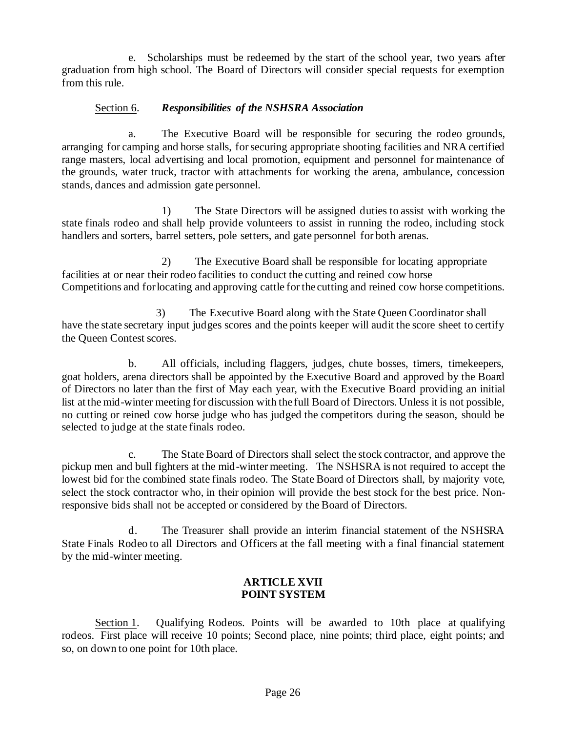e. Scholarships must be redeemed by the start of the school year, two years after graduation from high school. The Board of Directors will consider special requests for exemption from this rule.

Section 6. ***Responsibilities of the NSHSRA Association***

a. The Executive Board will be responsible for securing the rodeo grounds, arranging for camping and horse stalls, for securing appropriate shooting facilities and NRA certified range masters, local advertising and local promotion, equipment and personnel for maintenance of the grounds, water truck, tractor with attachments for working the arena, ambulance, concession stands, dances and admission gate personnel.

1) The State Directors will be assigned duties to assist with working the state finals rodeo and shall help provide volunteers to assist in running the rodeo, including stock handlers and sorters, barrel setters, pole setters, and gate personnel for both arenas.

2) The Executive Board shall be responsible for locating appropriate facilities at or near their rodeo facilities to conduct the cutting and reined cow horse Competitions and for locating and approving cattle for the cutting and reined cow horse competitions.

3) The Executive Board along with the State Queen Coordinator shall have the state secretary input judges scores and the points keeper will audit the score sheet to certify the Queen Contest scores.

b. All officials, including flaggers, judges, chute bosses, timers, timekeepers, goat holders, arena directors shall be appointed by the Executive Board and approved by the Board of Directors no later than the first of May each year, with the Executive Board providing an initial list at the mid-winter meeting for discussion with the full Board of Directors. Unless it is not possible, no cutting or reined cow horse judge who has judged the competitors during the season, should be selected to judge at the state finals rodeo.

c. The State Board of Directors shall select the stock contractor, and approve the pickup men and bull fighters at the mid-winter meeting. The NSHSRA is not required to accept the lowest bid for the combined state finals rodeo. The State Board of Directors shall, by majority vote, select the stock contractor who, in their opinion will provide the best stock for the best price. Non-responsive bids shall not be accepted or considered by the Board of Directors.

d. The Treasurer shall provide an interim financial statement of the NSHSRA State Finals Rodeo to all Directors and Officers at the fall meeting with a final financial statement by the mid-winter meeting.

## ARTICLE XVII
## POINT SYSTEM

Section 1. Qualifying Rodeos. Points will be awarded to 10th place at qualifying rodeos. First place will receive 10 points; Second place, nine points; third place, eight points; and so, on down to one point for 10th place.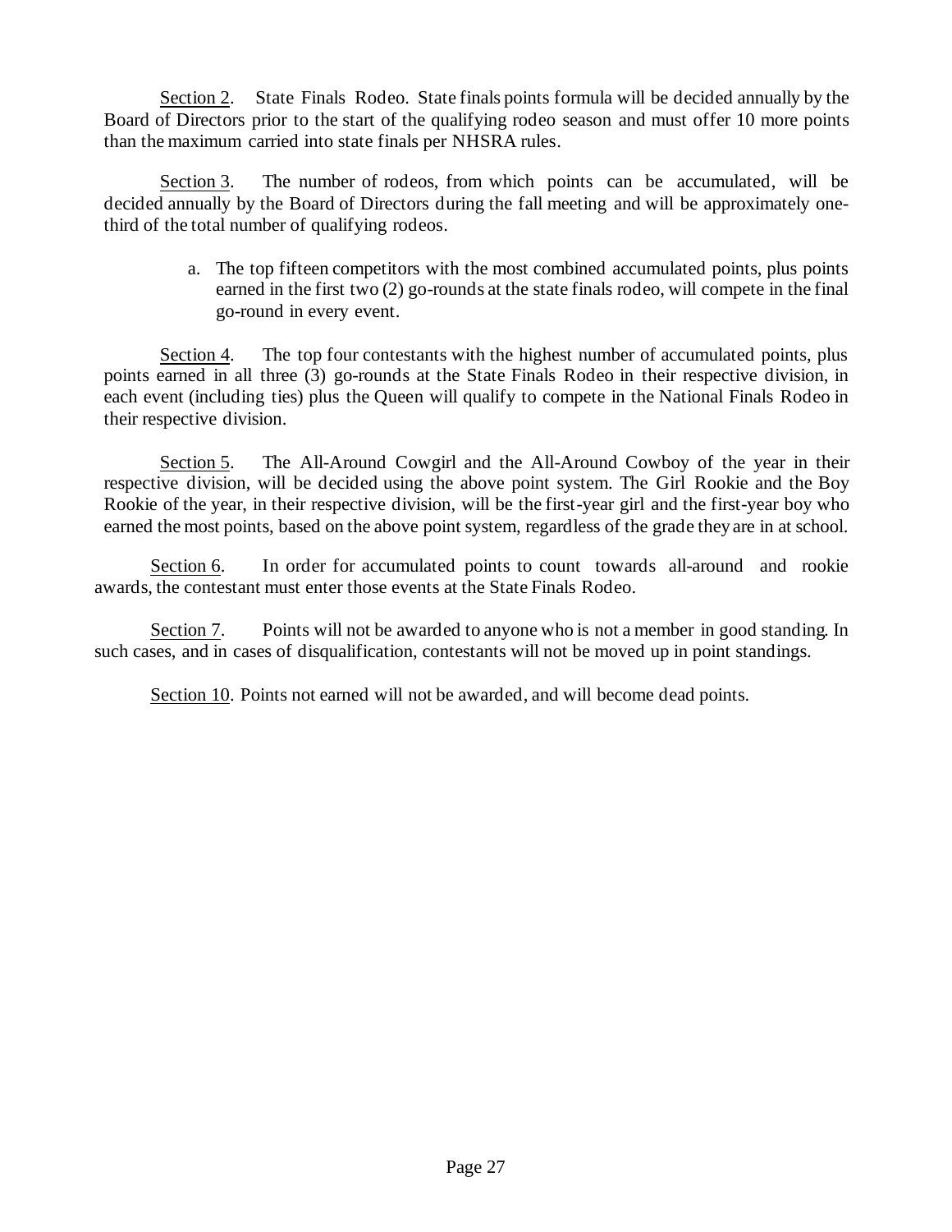Section 2. State Finals Rodeo. State finals points formula will be decided annually by the Board of Directors prior to the start of the qualifying rodeo season and must offer 10 more points than the maximum carried into state finals per NHSRA rules.

Section 3. The number of rodeos, from which points can be accumulated, will be decided annually by the Board of Directors during the fall meeting and will be approximately one-third of the total number of qualifying rodeos.

a. The top fifteen competitors with the most combined accumulated points, plus points earned in the first two (2) go-rounds at the state finals rodeo, will compete in the final go-round in every event.

Section 4. The top four contestants with the highest number of accumulated points, plus points earned in all three (3) go-rounds at the State Finals Rodeo in their respective division, in each event (including ties) plus the Queen will qualify to compete in the National Finals Rodeo in their respective division.

Section 5. The All-Around Cowgirl and the All-Around Cowboy of the year in their respective division, will be decided using the above point system. The Girl Rookie and the Boy Rookie of the year, in their respective division, will be the first-year girl and the first-year boy who earned the most points, based on the above point system, regardless of the grade they are in at school.

Section 6. In order for accumulated points to count towards all-around and rookie awards, the contestant must enter those events at the State Finals Rodeo.

Section 7. Points will not be awarded to anyone who is not a member in good standing. In such cases, and in cases of disqualification, contestants will not be moved up in point standings.

Section 10. Points not earned will not be awarded, and will become dead points.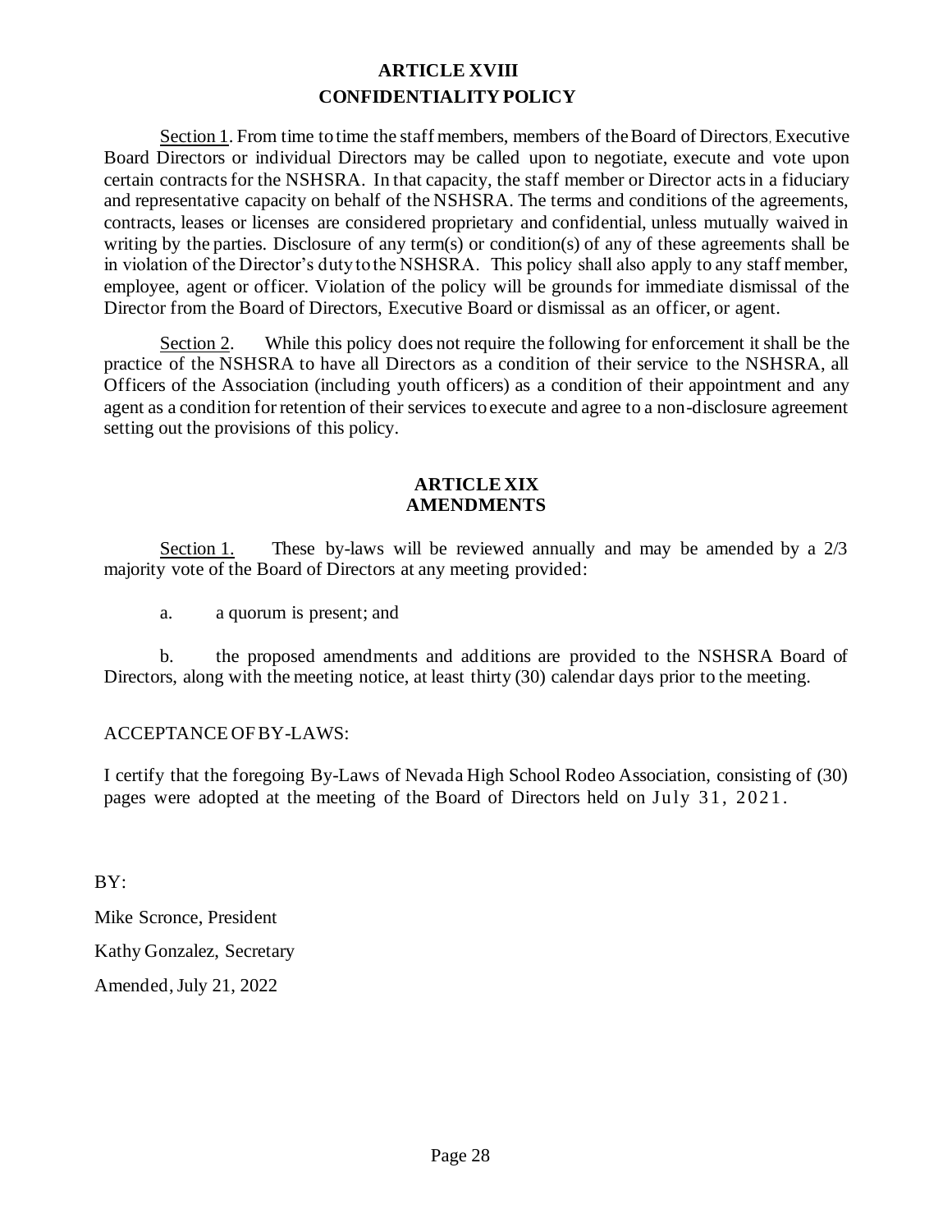## ARTICLE XVIII
## CONFIDENTIALITY POLICY

Section 1. From time to time the staff members, members of the Board of Directors, Executive Board Directors or individual Directors may be called upon to negotiate, execute and vote upon certain contracts for the NSHSRA. In that capacity, the staff member or Director acts in a fiduciary and representative capacity on behalf of the NSHSRA. The terms and conditions of the agreements, contracts, leases or licenses are considered proprietary and confidential, unless mutually waived in writing by the parties. Disclosure of any term(s) or condition(s) of any of these agreements shall be in violation of the Director's duty to the NSHSRA. This policy shall also apply to any staff member, employee, agent or officer. Violation of the policy will be grounds for immediate dismissal of the Director from the Board of Directors, Executive Board or dismissal as an officer, or agent.

Section 2. While this policy does not require the following for enforcement it shall be the practice of the NSHSRA to have all Directors as a condition of their service to the NSHSRA, all Officers of the Association (including youth officers) as a condition of their appointment and any agent as a condition for retention of their services to execute and agree to a non-disclosure agreement setting out the provisions of this policy.

## ARTICLE XIX
## AMENDMENTS

Section 1. These by-laws will be reviewed annually and may be amended by a 2/3 majority vote of the Board of Directors at any meeting provided:

a. a quorum is present; and

b. the proposed amendments and additions are provided to the NSHSRA Board of Directors, along with the meeting notice, at least thirty (30) calendar days prior to the meeting.

ACCEPTANCE OF BY-LAWS:

I certify that the foregoing By-Laws of Nevada High School Rodeo Association, consisting of (30) pages were adopted at the meeting of the Board of Directors held on July 31, 2021.

BY:

Mike Scronce, President

Kathy Gonzalez, Secretary

Amended, July 21, 2022